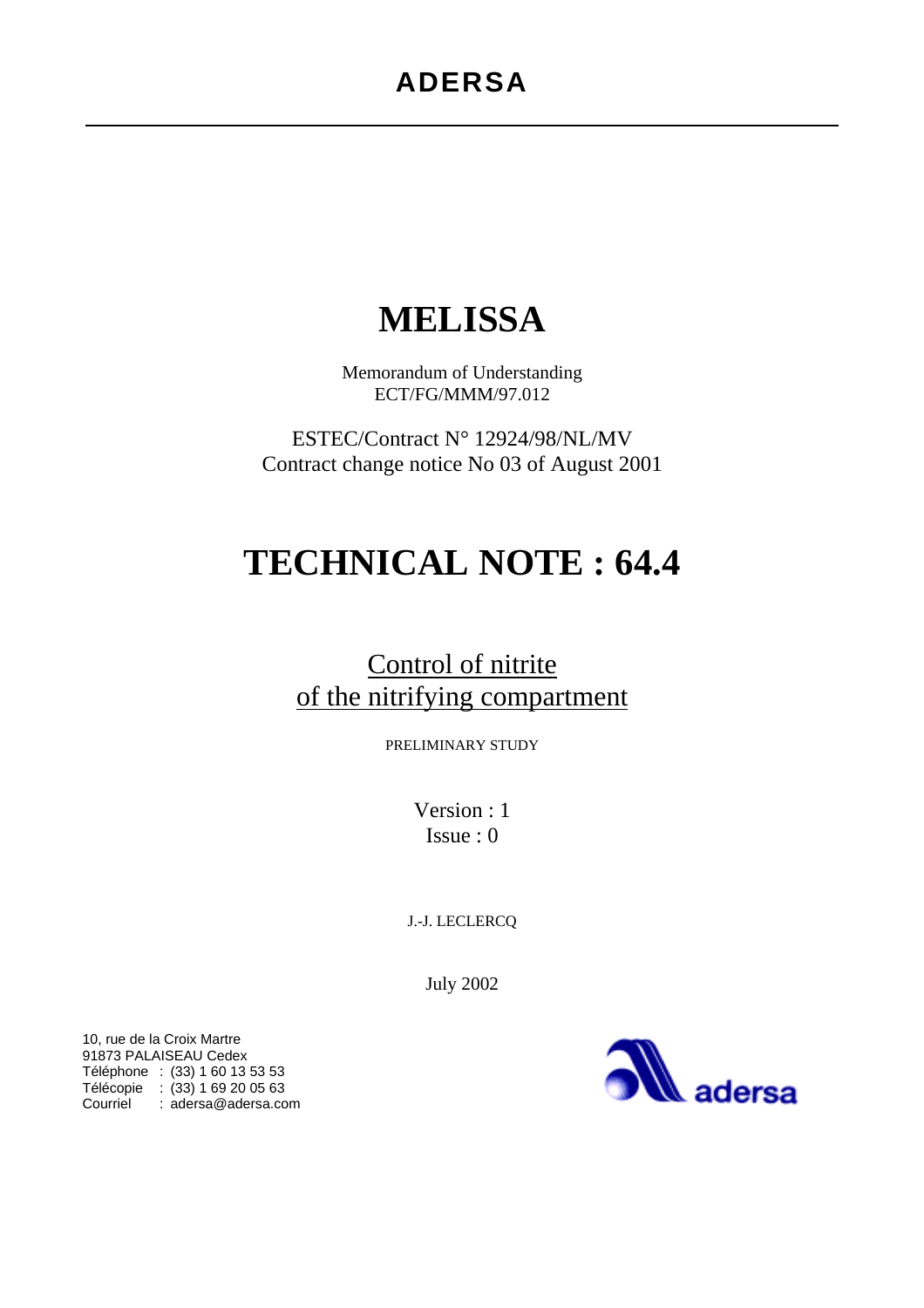# ADERSA

# MELISSA

Memorandum of Understanding
ECT/FG/MMM/97.012

ESTEC/Contract N° 12924/98/NL/MV
Contract change notice No 03 of August 2001

# TECHNICAL NOTE : 64.4

## Control of nitrite of the nitrifying compartment

PRELIMINARY STUDY

Version : 1
Issue : 0

J.-J. LECLERCQ

July 2002

10, rue de la Croix Martre
91873 PALAISEAU Cedex
Téléphone : (33) 1 60 13 53 53
Télécopie : (33) 1 69 20 05 63
Courriel : aders­a@adersa.com

aders­a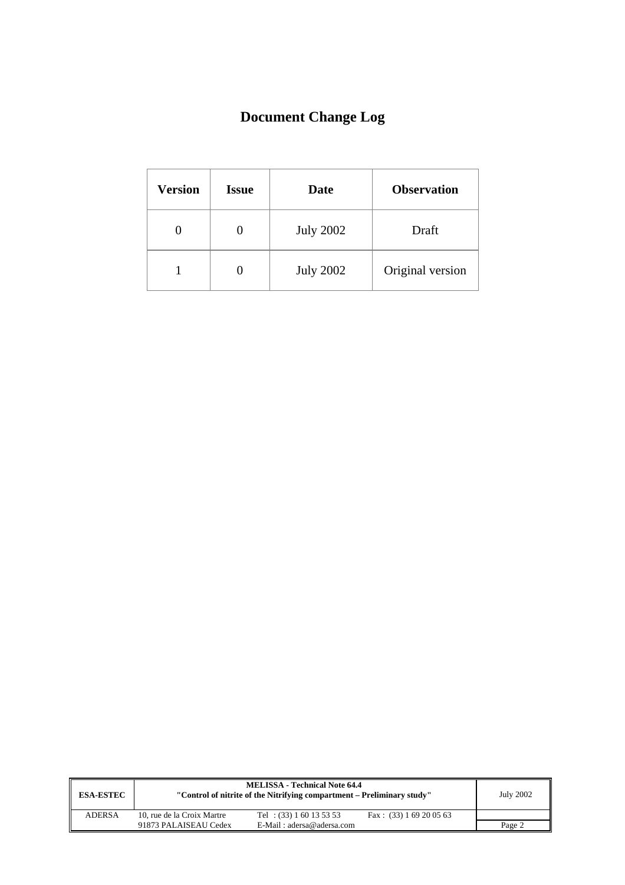# Document Change Log

| Version | Issue | Date | Observation |
|---|---|---|---|
| 0 | 0 | July 2002 | Draft |
| 1 | 0 | July 2002 | Original version |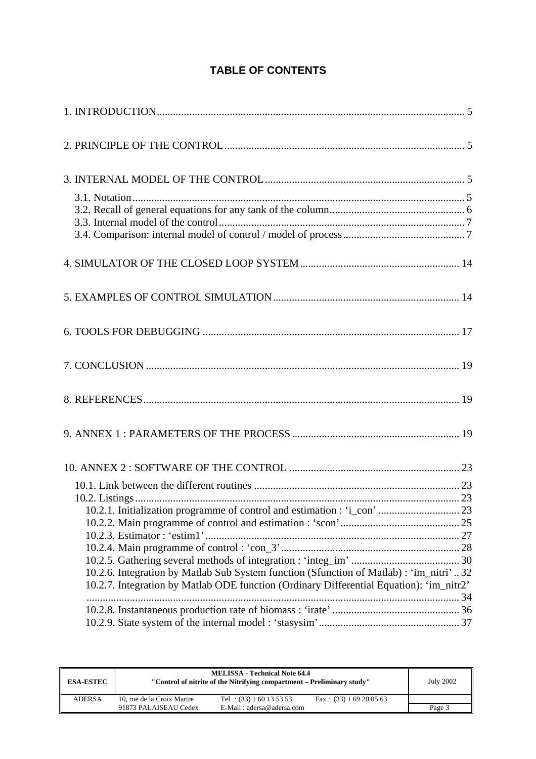# TABLE OF CONTENTS

1. INTRODUCTION ..... 5

2. PRINCIPLE OF THE CONTROL ..... 5

3. INTERNAL MODEL OF THE CONTROL ..... 5

- 3.1. Notation ..... 5
- 3.2. Recall of general equations for any tank of the column ..... 6
- 3.3. Internal model of the control ..... 7
- 3.4. Comparison: internal model of control / model of process ..... 7

4. SIMULATOR OF THE CLOSED LOOP SYSTEM ..... 14

5. EXAMPLES OF CONTROL SIMULATION ..... 14

6. TOOLS FOR DEBUGGING ..... 17

7. CONCLUSION ..... 19

8. REFERENCES ..... 19

9. ANNEX 1 : PARAMETERS OF THE PROCESS ..... 19

10. ANNEX 2 : SOFTWARE OF THE CONTROL ..... 23

- 10.1. Link between the different routines ..... 23
- 10.2. Listings ..... 23
  - 10.2.1. Initialization programme of control and estimation : 'i_con' ..... 23
  - 10.2.2. Main programme of control and estimation : 'scon' ..... 25
  - 10.2.3. Estimator : 'estim1' ..... 27
  - 10.2.4. Main programme of control : 'con_3' ..... 28
  - 10.2.5. Gathering several methods of integration : 'integ_im' ..... 30
  - 10.2.6. Integration by Matlab Sub System function (Sfunction of Matlab) : 'im_nitri' ..... 32
  - 10.2.7. Integration by Matlab ODE function (Ordinary Differential Equation): 'im_nitr2' ..... 34
  - 10.2.8. Instantaneous production rate of biomass : 'irate' ..... 36
  - 10.2.9. State system of the internal model : 'stasysim' ..... 37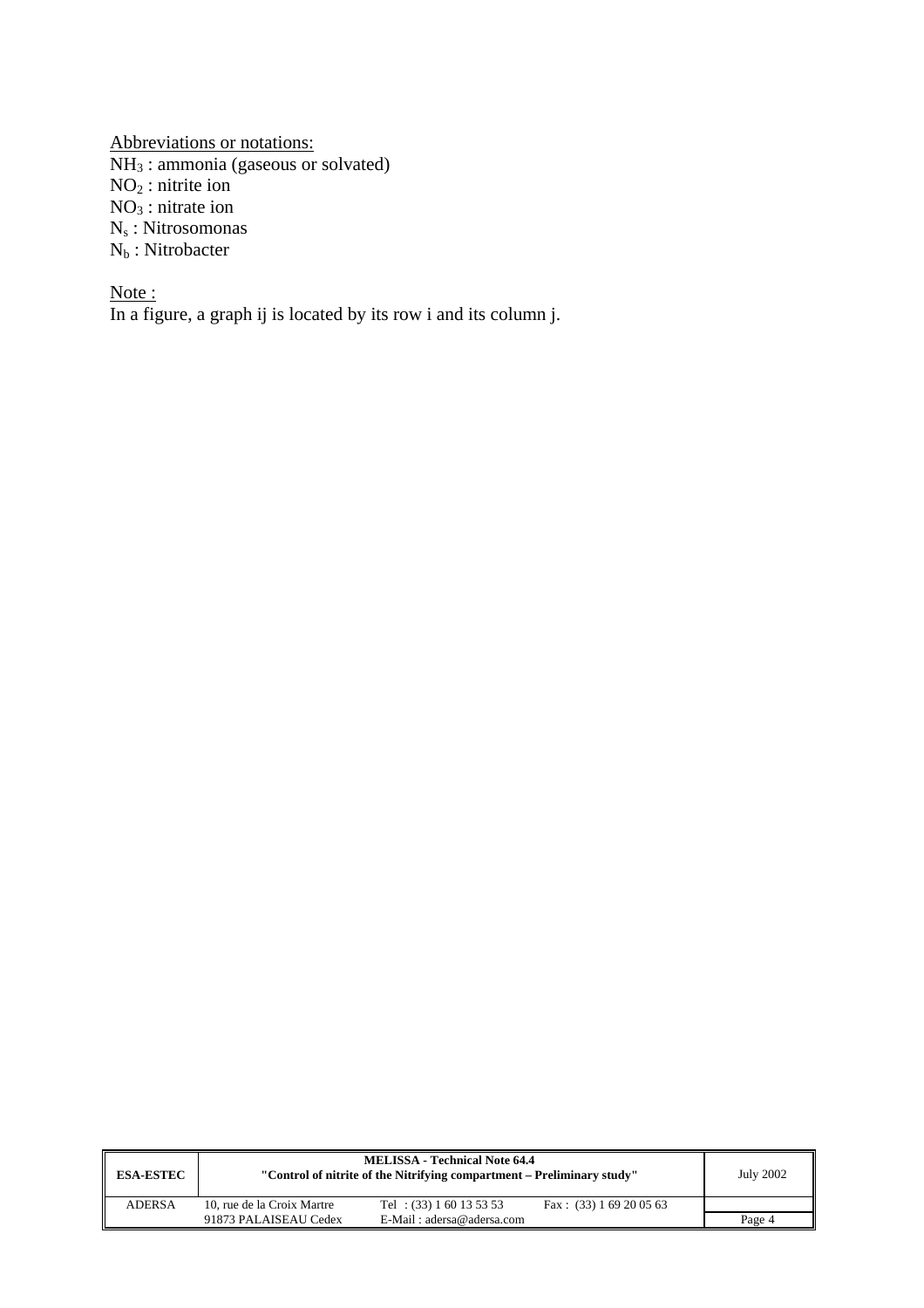Abbreviations or notations:

$NH_3$ : ammonia (gaseous or solvated)
$NO_2$ : nitrite ion
$NO_3$ : nitrate ion
$N_s$ : Nitrosomonas
$N_b$ : Nitrobacter

Note :

In a figure, a graph ij is located by its row i and its column j.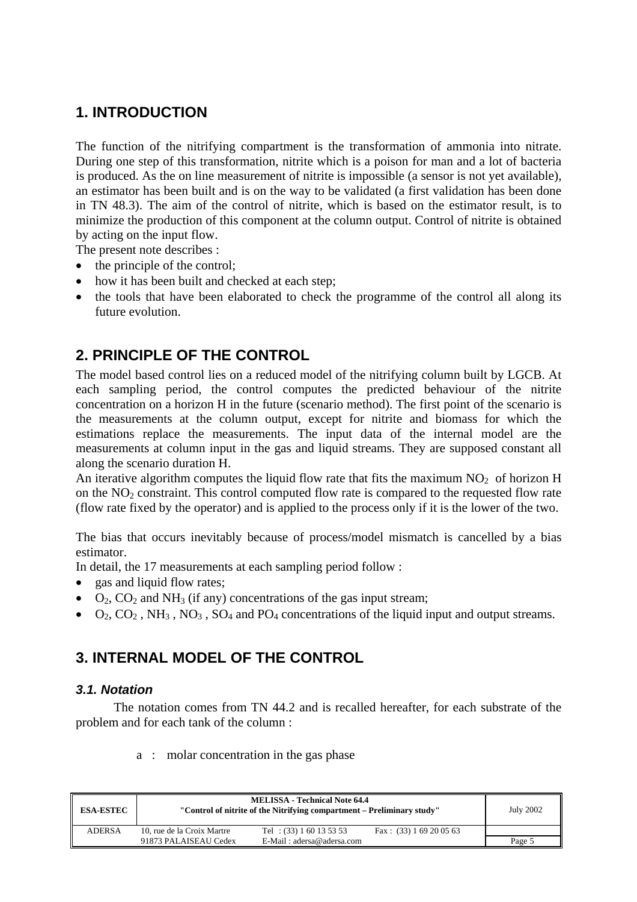## 1. INTRODUCTION

The function of the nitrifying compartment is the transformation of ammonia into nitrate. During one step of this transformation, nitrite which is a poison for man and a lot of bacteria is produced. As the on line measurement of nitrite is impossible (a sensor is not yet available), an estimator has been built and is on the way to be validated (a first validation has been done in TN 48.3). The aim of the control of nitrite, which is based on the estimator result, is to minimize the production of this component at the column output. Control of nitrite is obtained by acting on the input flow.

The present note describes :

- the principle of the control;
- how it has been built and checked at each step;
- the tools that have been elaborated to check the programme of the control all along its future evolution.

## 2. PRINCIPLE OF THE CONTROL

The model based control lies on a reduced model of the nitrifying column built by LGCB. At each sampling period, the control computes the predicted behaviour of the nitrite concentration on a horizon H in the future (scenario method). The first point of the scenario is the measurements at the column output, except for nitrite and biomass for which the estimations replace the measurements. The input data of the internal model are the measurements at column input in the gas and liquid streams. They are supposed constant all along the scenario duration H.

An iterative algorithm computes the liquid flow rate that fits the maximum $NO_2$ of horizon H on the $NO_2$ constraint. This control computed flow rate is compared to the requested flow rate (flow rate fixed by the operator) and is applied to the process only if it is the lower of the two.

The bias that occurs inevitably because of process/model mismatch is cancelled by a bias estimator.

In detail, the 17 measurements at each sampling period follow :

- gas and liquid flow rates;
- $O_2$, $CO_2$ and $NH_3$ (if any) concentrations of the gas input stream;
- $O_2$, $CO_2$ , $NH_3$ , $NO_3$ , $SO_4$ and $PO_4$ concentrations of the liquid input and output streams.

## 3. INTERNAL MODEL OF THE CONTROL

### *3.1. Notation*

The notation comes from TN 44.2 and is recalled hereafter, for each substrate of the problem and for each tank of the column :

a : molar concentration in the gas phase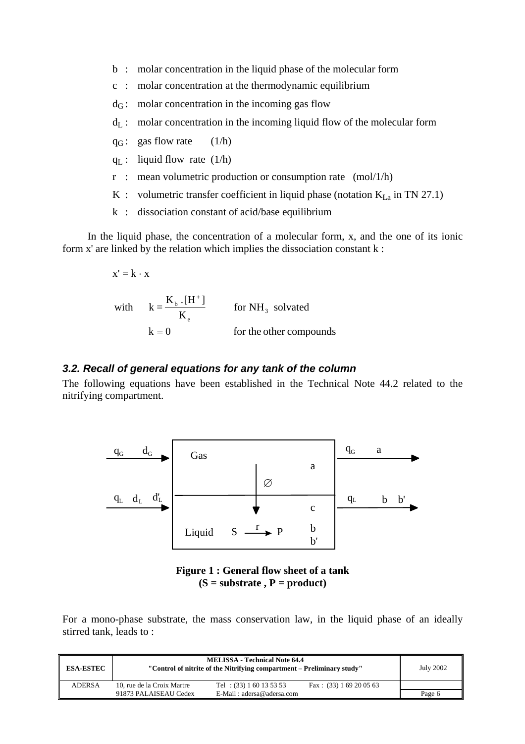- b : molar concentration in the liquid phase of the molecular form
- c : molar concentration at the thermodynamic equilibrium
- $d_G$ : molar concentration in the incoming gas flow
- $d_L$ : molar concentration in the incoming liquid flow of the molecular form
- $q_G$ : gas flow rate (1/h)
- $q_L$ : liquid flow rate (1/h)
- r : mean volumetric production or consumption rate (mol/1/h)
- K : volumetric transfer coefficient in liquid phase (notation $K_{La}$ in TN 27.1)
- k : dissociation constant of acid/base equilibrium

In the liquid phase, the concentration of a molecular form, x, and the one of its ionic form x' are linked by the relation which implies the dissociation constant k :

$$x' = k \cdot x$$

$$\text{with} \quad k = \frac{K_b \cdot [H^+]}{K_e} \qquad \text{for } NH_3 \text{ solvated}$$

$$k = 0 \qquad \text{for the other compounds}$$

### *3.2. Recall of general equations for any tank of the column*

The following equations have been established in the Technical Note 44.2 related to the nitrifying compartment.

**Figure 1 : General flow sheet of a tank**
**(S = substrate , P = product)**

For a mono-phase substrate, the mass conservation law, in the liquid phase of an ideally stirred tank, leads to :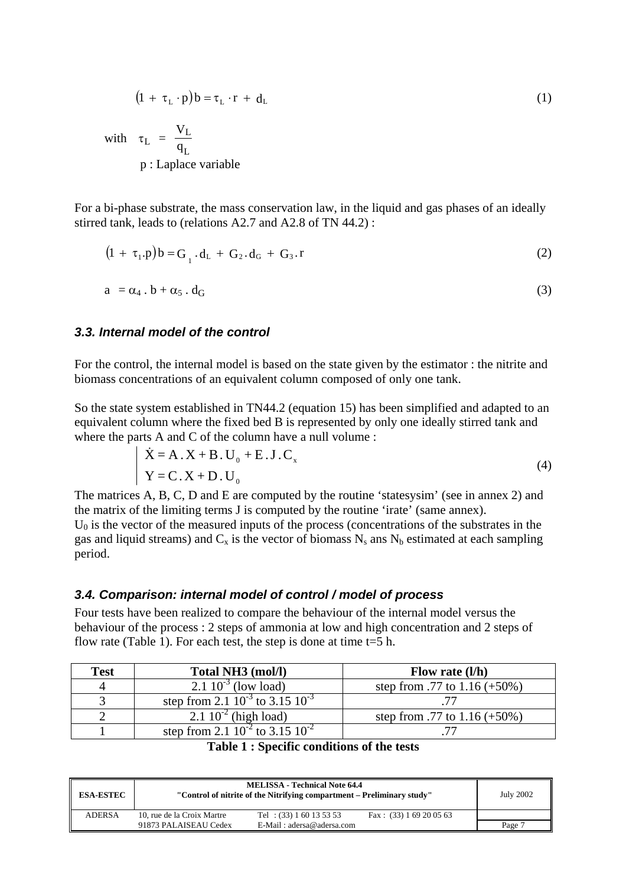$$\left(1 + \tau_L \cdot p\right) b = \tau_L \cdot r + d_L \tag{1}$$

with $\tau_L = \dfrac{V_L}{q_L}$

p : Laplace variable

For a bi-phase substrate, the mass conservation law, in the liquid and gas phases of an ideally stirred tank, leads to (relations A2.7 and A2.8 of TN 44.2) :

$$\left(1 + \tau_1 . p\right) b = G_1 . d_L + G_2 . d_G + G_3 . r \tag{2}$$

$$a = \alpha_4 . b + \alpha_5 . d_G \tag{3}$$

### *3.3. Internal model of the control*

For the control, the internal model is based on the state given by the estimator : the nitrite and biomass concentrations of an equivalent column composed of only one tank.

So the state system established in TN44.2 (equation 15) has been simplified and adapted to an equivalent column where the fixed bed B is represented by only one ideally stirred tank and where the parts A and C of the column have a null volume :

$$\left| \begin{array}{l} \dot{X} = A . X + B . U_0 + E . J . C_x \\ Y = C . X + D . U_0 \end{array} \right. \tag{4}$$

The matrices A, B, C, D and E are computed by the routine 'statesysim' (see in annex 2) and the matrix of the limiting terms J is computed by the routine 'irate' (same annex).

$U_0$ is the vector of the measured inputs of the process (concentrations of the substrates in the gas and liquid streams) and $C_x$ is the vector of biomass $N_s$ ans $N_b$ estimated at each sampling period.

### *3.4. Comparison: internal model of control / model of process*

Four tests have been realized to compare the behaviour of the internal model versus the behaviour of the process : 2 steps of ammonia at low and high concentration and 2 steps of flow rate (Table 1). For each test, the step is done at time t=5 h.

| Test | Total NH3 (mol/l) | Flow rate (l/h) |
|---|---|---|
| 4 | $2.1\ 10^{-3}$ (low load) | step from .77 to 1.16 (+50%) |
| 3 | step from $2.1\ 10^{-3}$ to $3.15\ 10^{-3}$ | .77 |
| 2 | $2.1\ 10^{-2}$ (high load) | step from .77 to 1.16 (+50%) |
| 1 | step from $2.1\ 10^{-2}$ to $3.15\ 10^{-2}$ | .77 |

**Table 1 : Specific conditions of the tests**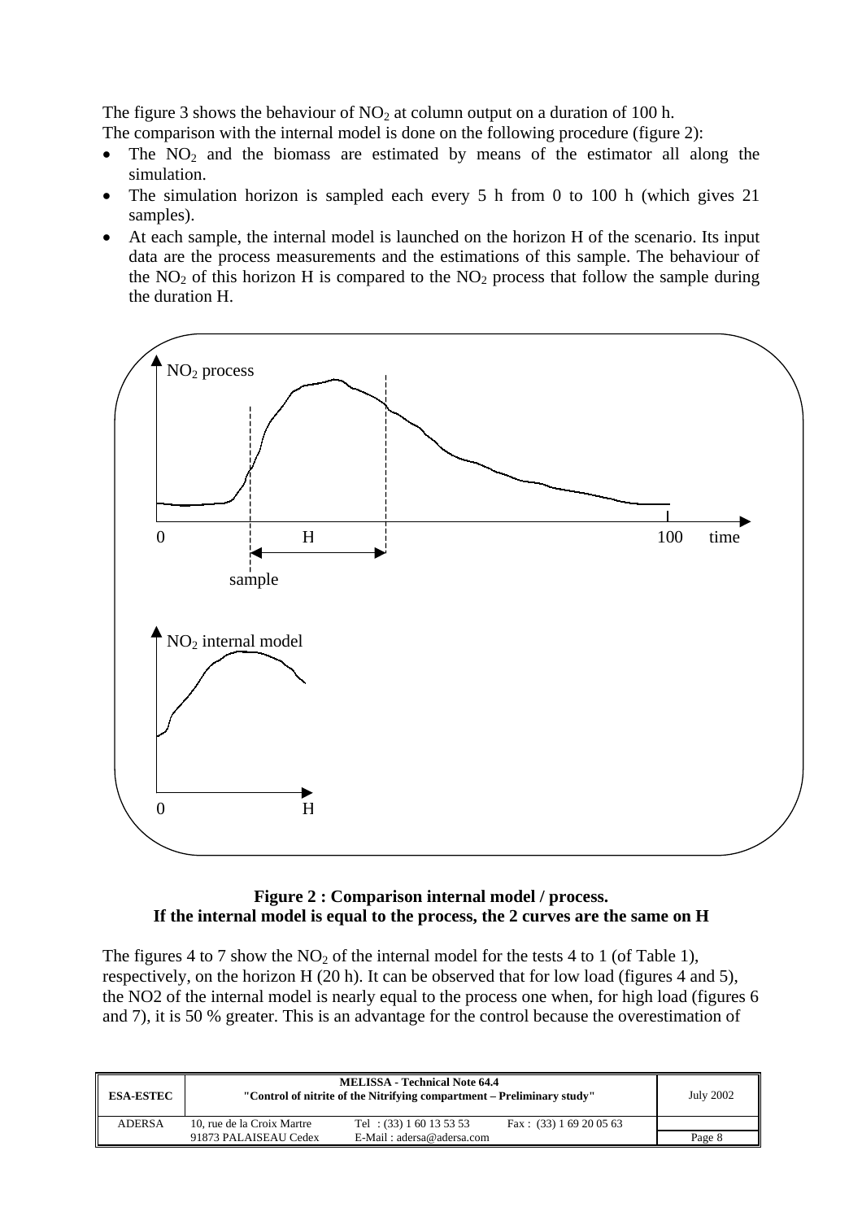The figure 3 shows the behaviour of $NO_2$ at column output on a duration of 100 h.
The comparison with the internal model is done on the following procedure (figure 2):

- The $NO_2$ and the biomass are estimated by means of the estimator all along the simulation.
- The simulation horizon is sampled each every 5 h from 0 to 100 h (which gives 21 samples).
- At each sample, the internal model is launched on the horizon H of the scenario. Its input data are the process measurements and the estimations of this sample. The behaviour of the $NO_2$ of this horizon H is compared to the $NO_2$ process that follow the sample during the duration H.

**Figure 2 : Comparison internal model / process.**
**If the internal model is equal to the process, the 2 curves are the same on H**

The figures 4 to 7 show the $NO_2$ of the internal model for the tests 4 to 1 (of Table 1), respectively, on the horizon H (20 h). It can be observed that for low load (figures 4 and 5), the NO2 of the internal model is nearly equal to the process one when, for high load (figures 6 and 7), it is 50 % greater. This is an advantage for the control because the overestimation of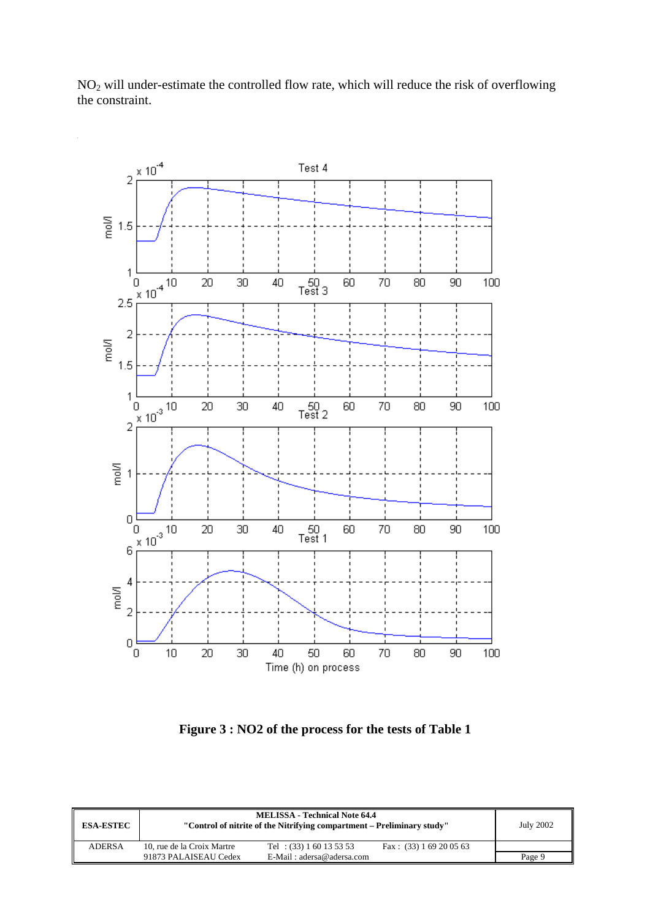$NO_2$ will under-estimate the controlled flow rate, which will reduce the risk of overflowing the constraint.

**Figure 3 : NO2 of the process for the tests of Table 1**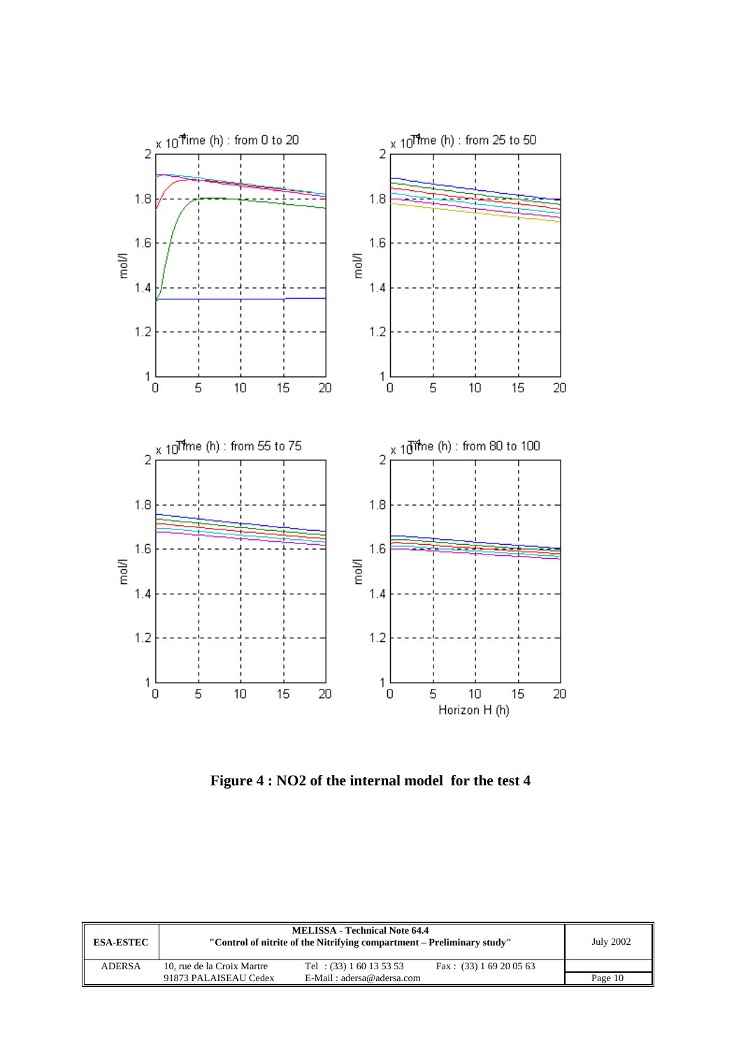**Figure 4 : NO2 of the internal model for the test 4**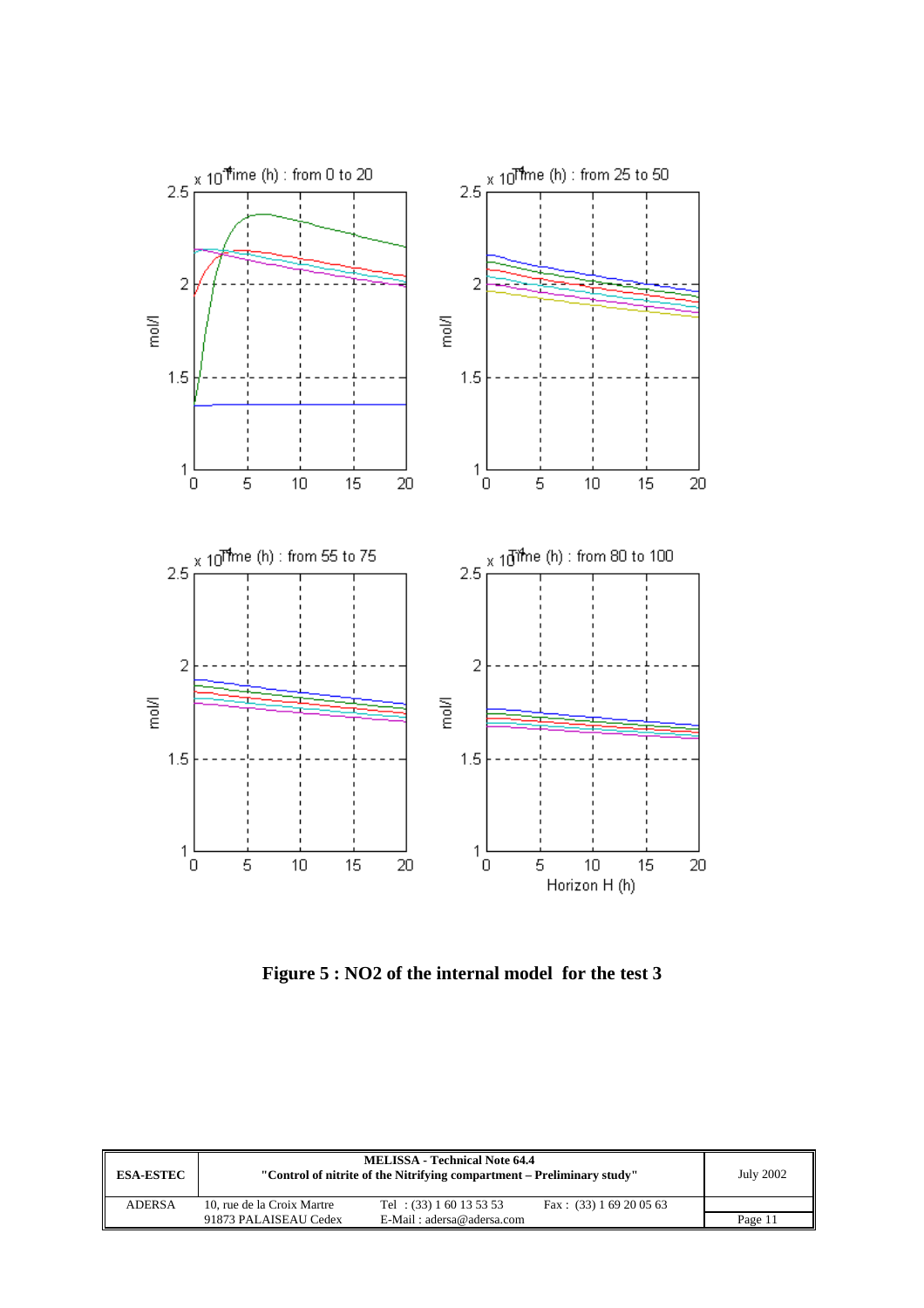**Figure 5 : NO2 of the internal model for the test 3**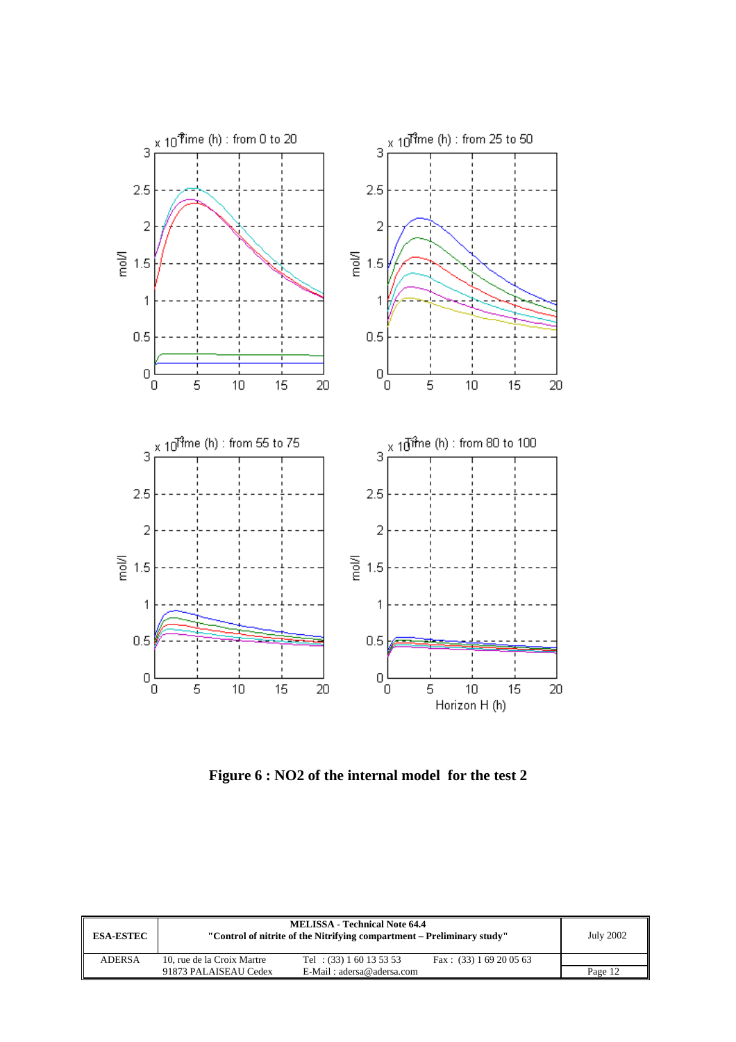Figure 6 : NO2 of the internal model  for the test 2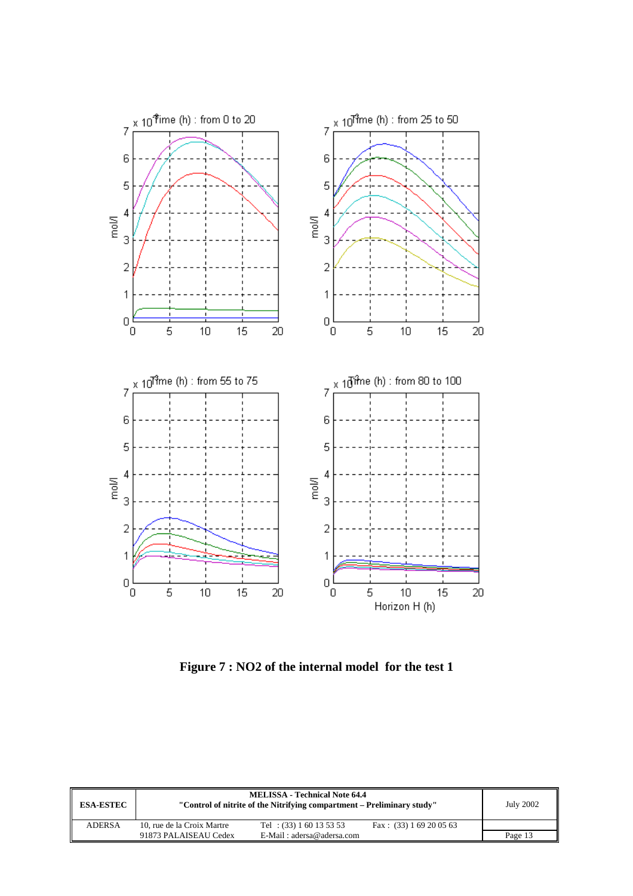**Figure 7 : NO2 of the internal model for the test 1**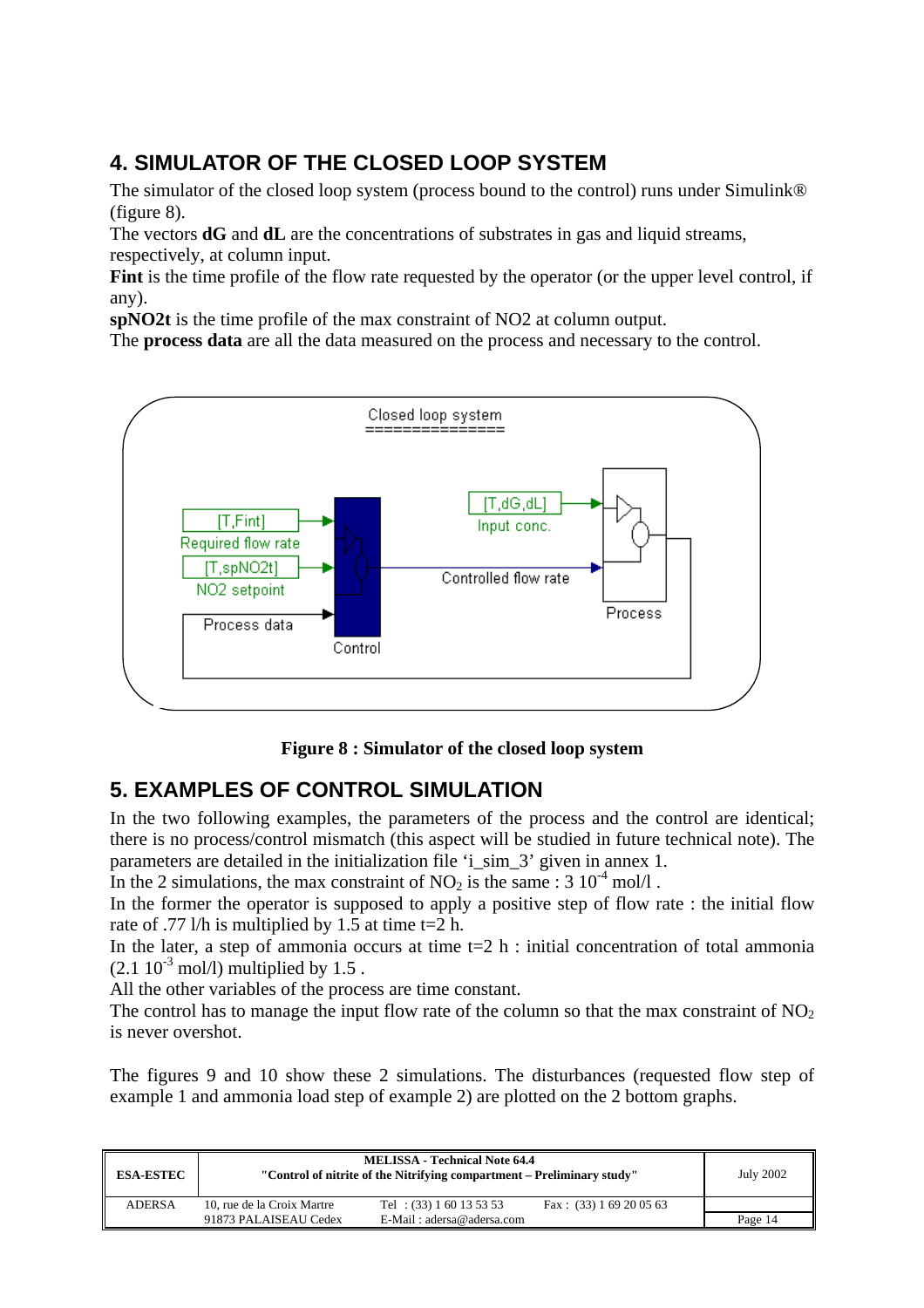## 4. SIMULATOR OF THE CLOSED LOOP SYSTEM

The simulator of the closed loop system (process bound to the control) runs under Simulink® (figure 8).

The vectors **dG** and **dL** are the concentrations of substrates in gas and liquid streams, respectively, at column input.

**Fint** is the time profile of the flow rate requested by the operator (or the upper level control, if any).

**spNO2t** is the time profile of the max constraint of NO2 at column output.

The **process data** are all the data measured on the process and necessary to the control.

**Figure 8 : Simulator of the closed loop system**

## 5. EXAMPLES OF CONTROL SIMULATION

In the two following examples, the parameters of the process and the control are identical; there is no process/control mismatch (this aspect will be studied in future technical note). The parameters are detailed in the initialization file 'i_sim_3' given in annex 1.

In the 2 simulations, the max constraint of $NO_2$ is the same : 3 $10^{-4}$ mol/l .

In the former the operator is supposed to apply a positive step of flow rate : the initial flow rate of .77 l/h is multiplied by 1.5 at time t=2 h.

In the later, a step of ammonia occurs at time t=2 h : initial concentration of total ammonia (2.1 $10^{-3}$ mol/l) multiplied by 1.5 .

All the other variables of the process are time constant.

The control has to manage the input flow rate of the column so that the max constraint of $NO_2$ is never overshot.

The figures 9 and 10 show these 2 simulations. The disturbances (requested flow step of example 1 and ammonia load step of example 2) are plotted on the 2 bottom graphs.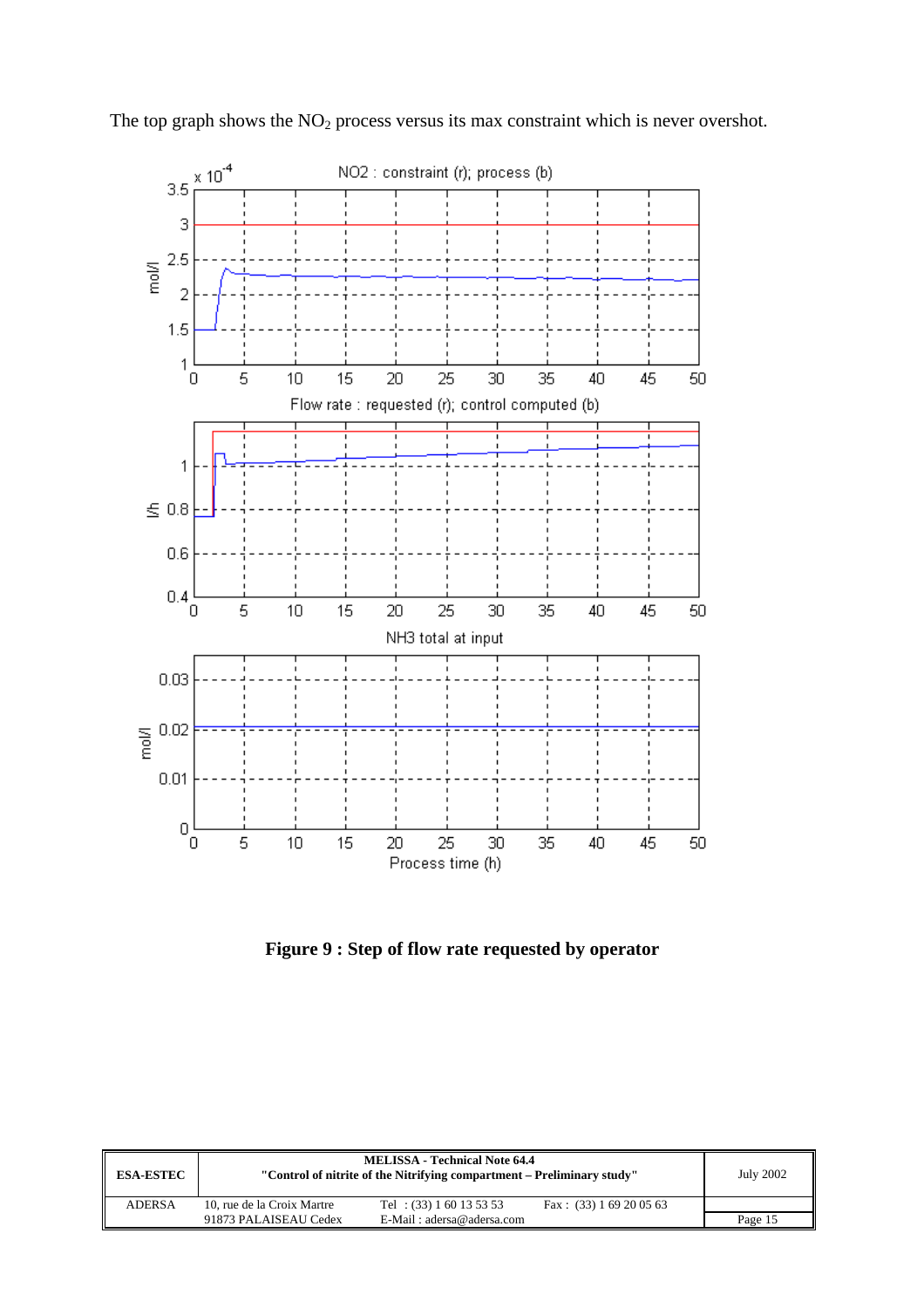The top graph shows the $NO_2$ process versus its max constraint which is never overshot.

**Figure 9 : Step of flow rate requested by operator**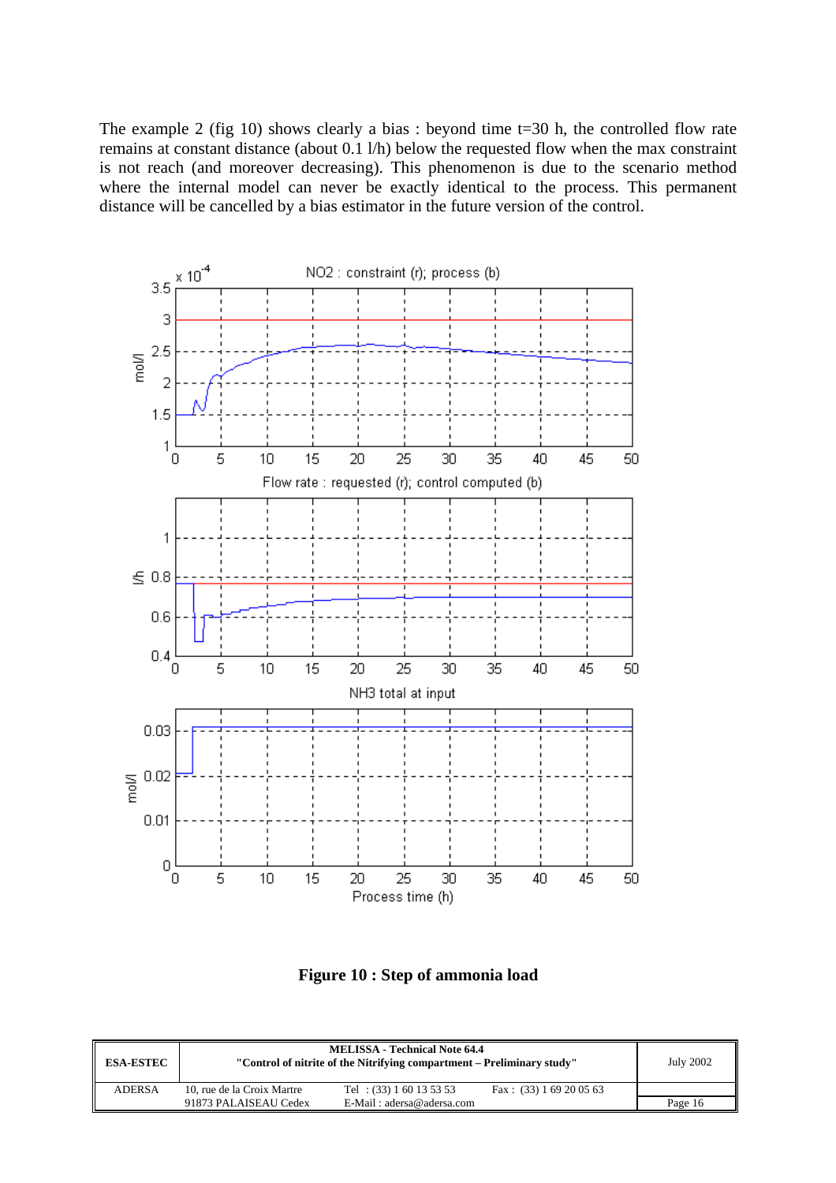The example 2 (fig 10) shows clearly a bias : beyond time t=30 h, the controlled flow rate remains at constant distance (about 0.1 l/h) below the requested flow when the max constraint is not reach (and moreover decreasing). This phenomenon is due to the scenario method where the internal model can never be exactly identical to the process. This permanent distance will be cancelled by a bias estimator in the future version of the control.

**Figure 10 : Step of ammonia load**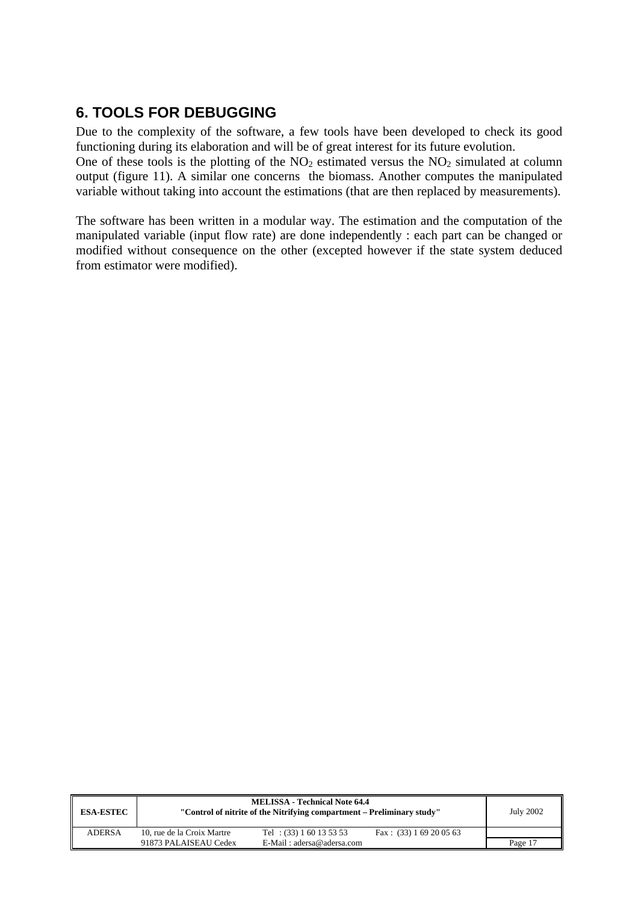## 6. TOOLS FOR DEBUGGING

Due to the complexity of the software, a few tools have been developed to check its good functioning during its elaboration and will be of great interest for its future evolution.
One of these tools is the plotting of the $NO_2$ estimated versus the $NO_2$ simulated at column output (figure 11). A similar one concerns the biomass. Another computes the manipulated variable without taking into account the estimations (that are then replaced by measurements).

The software has been written in a modular way. The estimation and the computation of the manipulated variable (input flow rate) are done independently : each part can be changed or modified without consequence on the other (excepted however if the state system deduced from estimator were modified).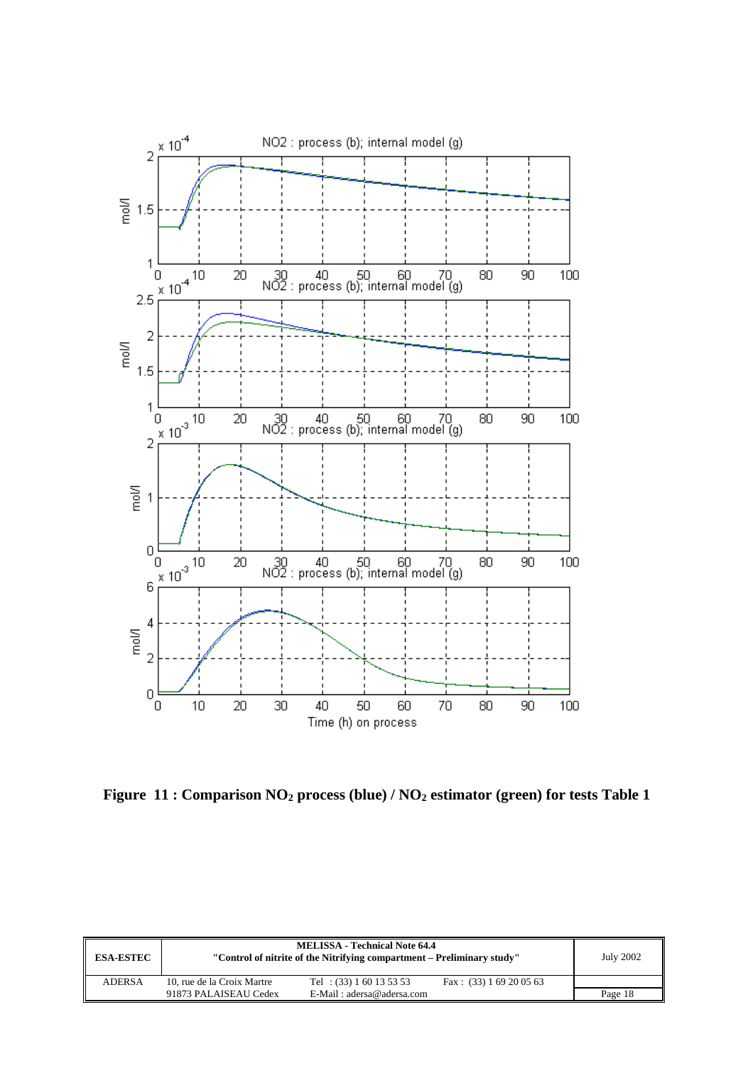**Figure 11 : Comparison $NO_2$ process (blue) / $NO_2$ estimator (green) for tests Table 1**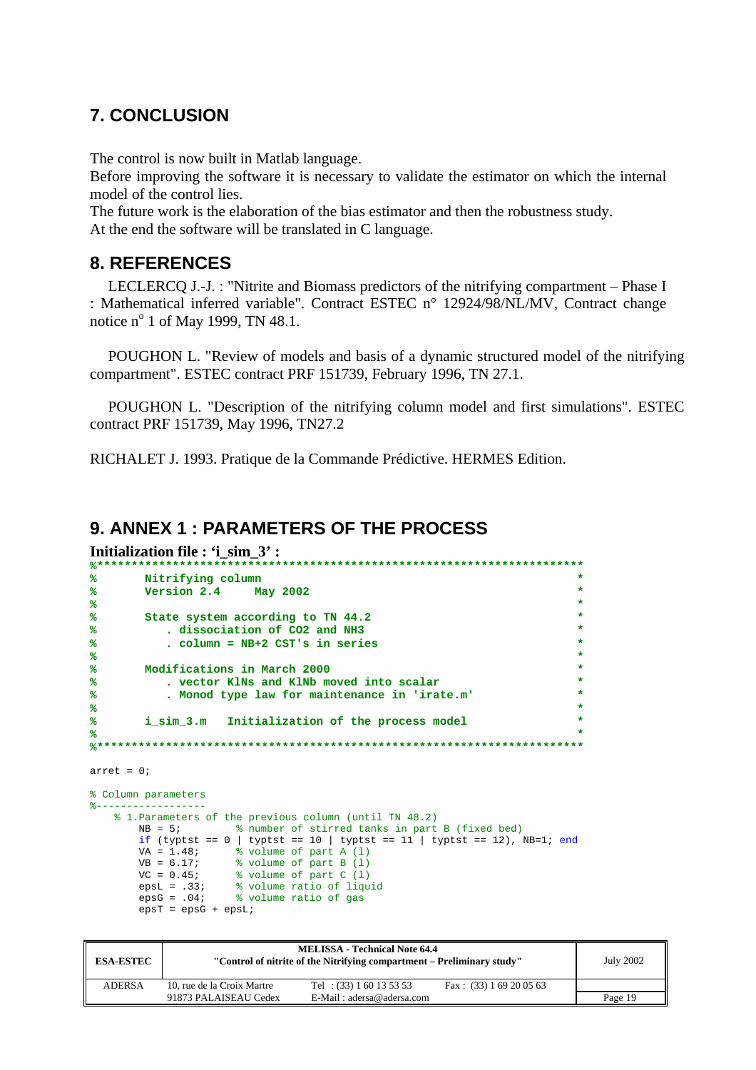## 7. CONCLUSION

The control is now built in Matlab language.
Before improving the software it is necessary to validate the estimator on which the internal model of the control lies.
The future work is the elaboration of the bias estimator and then the robustness study.
At the end the software will be translated in C language.

## 8. REFERENCES

LECLERCQ J.-J. : "Nitrite and Biomass predictors of the nitrifying compartment – Phase I : Mathematical inferred variable". Contract ESTEC n° 12924/98/NL/MV, Contract change notice n° 1 of May 1999, TN 48.1.

POUGHON L. "Review of models and basis of a dynamic structured model of the nitrifying compartment". ESTEC contract PRF 151739, February 1996, TN 27.1.

POUGHON L. "Description of the nitrifying column model and first simulations". ESTEC contract PRF 151739, May 1996, TN27.2

RICHALET J. 1993. Pratique de la Commande Prédictive. HERMES Edition.

## 9. ANNEX 1 : PARAMETERS OF THE PROCESS

**Initialization file : 'i_sim_3' :**

```
%***********************************************************************
%       Nitrifying column                                              *
%       Version 2.4     May 2002                                       *
%                                                                      *
%       State system according to TN 44.2                              *
%          . dissociation of CO2 and NH3                               *
%          . column = NB+2 CST's in series                             *
%                                                                      *
%       Modifications in March 2000                                    *
%          . vector KlNs and KlNb moved into scalar                    *
%          . Monod type law for maintenance in 'irate.m'               *
%                                                                      *
%       i_sim_3.m   Initialization of the process model                *
%                                                                      *
%***********************************************************************

arret = 0;

% Column parameters
%-----------------
    % 1.Parameters of the previous column (until TN 48.2)
        NB = 5;         % number of stirred tanks in part B (fixed bed)
        if (typtst == 0 | typtst == 10 | typtst == 11 | typtst == 12), NB=1; end
        VA = 1.48;      % volume of part A (l)
        VB = 6.17;      % volume of part B (l)
        VC = 0.45;      % volume of part C (l)
        epsL = .33;     % volume ratio of liquid
        epsG = .04;     % volume ratio of gas
        epsT = epsG + epsL;
```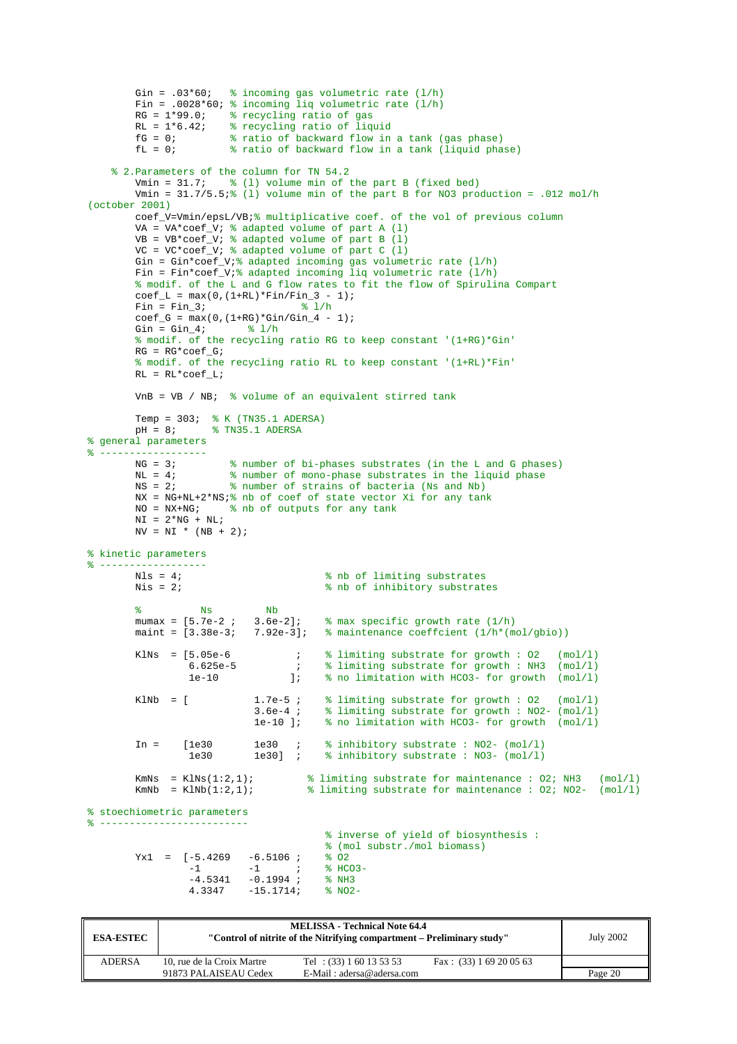```
        Gin = .03*60;   % incoming gas volumetric rate (l/h)
        Fin = .0028*60; % incoming liq volumetric rate (l/h)
        RG = 1*99.0;    % recycling ratio of gas
        RL = 1*6.42;    % recycling ratio of liquid
        fG = 0;         % ratio of backward flow in a tank (gas phase)
        fL = 0;         % ratio of backward flow in a tank (liquid phase)

    % 2.Parameters of the column for TN 54.2
        Vmin = 31.7;    % (l) volume min of the part B (fixed bed)
        Vmin = 31.7/5.5;% (l) volume min of the part B for NO3 production = .012 mol/h
(october 2001)
        coef_V=Vmin/epsL/VB;% multiplicative coef. of the vol of previous column
        VA = VA*coef_V; % adapted volume of part A (l)
        VB = VB*coef_V; % adapted volume of part B (l)
        VC = VC*coef_V; % adapted volume of part C (l)
        Gin = Gin*coef_V;% adapted incoming gas volumetric rate (l/h)
        Fin = Fin*coef_V;% adapted incoming liq volumetric rate (l/h)
        % modif. of the L and G flow rates to fit the flow of Spirulina Compart
        coef_L = max(0,(1+RL)*Fin/Fin_3 - 1);
        Fin = Fin_3;               % l/h
        coef_G = max(0,(1+RG)*Gin/Gin_4 - 1);
        Gin = Gin_4;        % l/h
        % modif. of the recycling ratio RG to keep constant '(1+RG)*Gin'
        RG = RG*coef_G;
        % modif. of the recycling ratio RL to keep constant '(1+RL)*Fin'
        RL = RL*coef_L;

        VnB = VB / NB;  % volume of an equivalent stirred tank

        Temp = 303;  % K (TN35.1 ADERSA)
        pH = 8;      % TN35.1 ADERSA
% general parameters
% ------------------
        NG = 3;         % number of bi-phases substrates (in the L and G phases)
        NL = 4;         % number of mono-phase substrates in the liquid phase
        NS = 2;         % number of strains of bacteria (Ns and Nb)
        NX = NG+NL+2*NS;% nb of coef of state vector Xi for any tank
        NO = NX+NG;     % nb of outputs for any tank
        NI = 2*NG + NL;
        NV = NI * (NB + 2);

% kinetic parameters
% ------------------
        Nls = 4;                        % nb of limiting substrates
        Nis = 2;                        % nb of inhibitory substrates

        %          Ns         Nb
        mumax = [5.7e-2 ;   3.6e-2];    % max specific growth rate (1/h)
        maint = [3.38e-3;   7.92e-3];   % maintenance coeffcicent (1/h*(mol/gbio))

        KlNs  = [5.05e-6           ;    % limiting substrate for growth : O2   (mol/l)
                 6.625e-5          ;    % limiting substrate for growth : NH3  (mol/l)
                 1e-10            ];    % no limitation with HCO3- for growth  (mol/l)

        KlNb  = [           1.7e-5 ;    % limiting substrate for growth : O2   (mol/l)
                            3.6e-4 ;    % limiting substrate for growth : NO2- (mol/l)
                            1e-10 ];    % no limitation with HCO3- for growth  (mol/l)

        In =    [1e30       1e30   ;    % inhibitory substrate : NO2- (mol/l)
                 1e30       1e30]  ;    % inhibitory substrate : NO3- (mol/l)

        KmNs  = KlNs(1:2,1);         % limiting substrate for maintenance : O2; NH3   (mol/l)
        KmNb  = KlNb(1:2,1);         % limiting substrate for maintenance : O2; NO2-  (mol/l)

% stoechiometric parameters
% -------------------------
                                        % inverse of yield of biosynthesis :
                                        % (mol substr./mol biomass)
        Yx1  =  [-5.4269   -6.5106 ;    % O2
                 -1        -1      ;    % HCO3-
                 -4.5341   -0.1994 ;    % NH3
                  4.3347   -15.1714;    % NO2-
```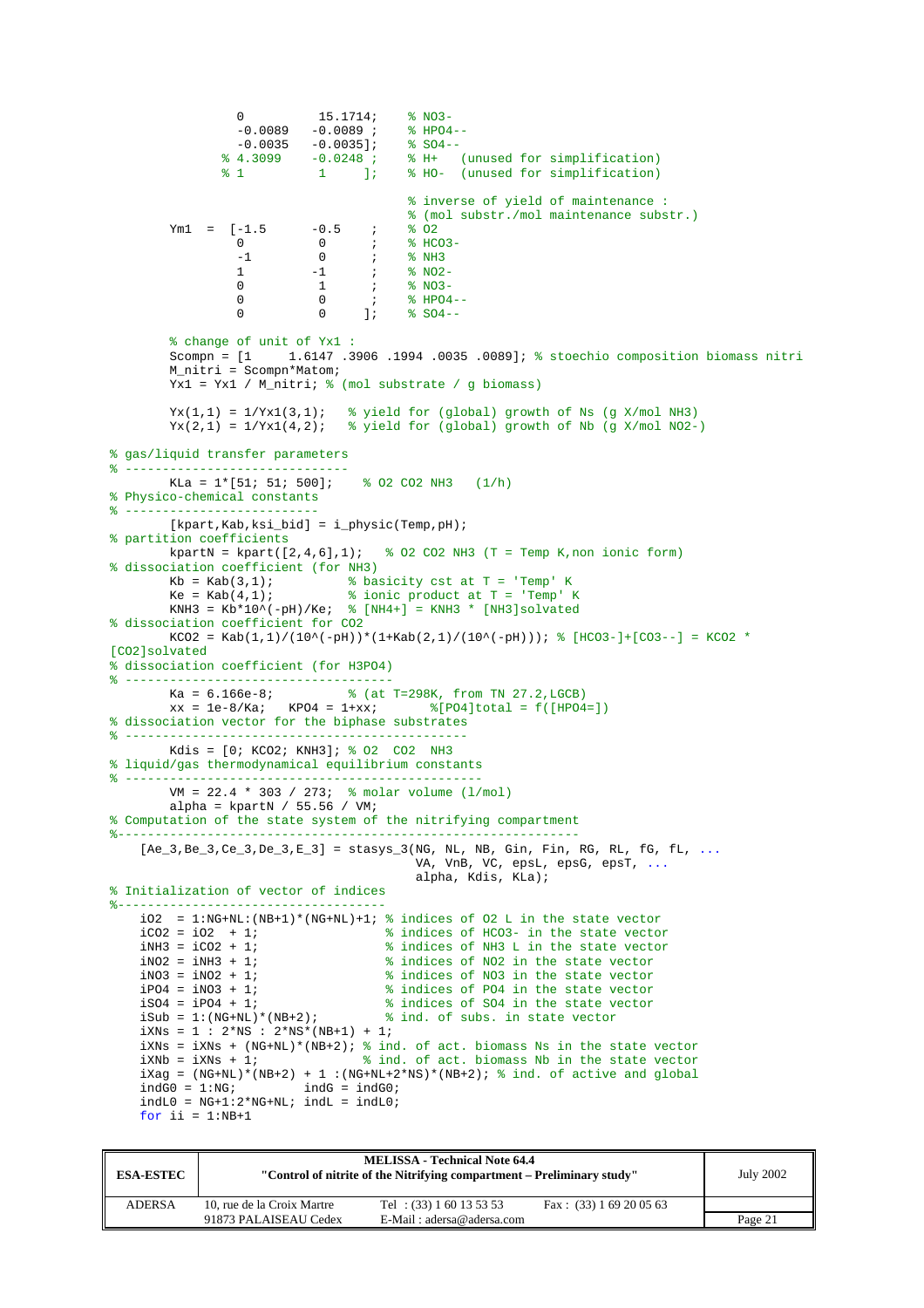```
                0          15.1714;    % NO3-
               -0.0089    -0.0089 ;    % HPO4--
               -0.0035    -0.0035];    % SO4--
             % 4.3099     -0.0248 ;    % H+   (unused for simplification)
             % 1           1     ];    % HO-  (unused for simplification)

                                       % inverse of yield of maintenance :
                                       % (mol substr./mol maintenance substr.)
        Ym1  =  [-1.5      -0.5    ;   % O2
                  0          0     ;   % HCO3-
                 -1          0     ;   % NH3
                  1         -1     ;   % NO2-
                  0          1     ;   % NO3-
                  0          0     ;   % HPO4--
                  0          0    ];   % SO4--

        % change of unit of Yx1 :
        Scompn = [1     1.6147 .3906 .1994 .0035 .0089]; % stoechio composition biomass nitri
        M_nitri = Scompn*Matom;
        Yx1 = Yx1 / M_nitri; % (mol substrate / g biomass)

        Yx(1,1) = 1/Yx1(3,1);   % yield for (global) growth of Ns (g X/mol NH3)
        Yx(2,1) = 1/Yx1(4,2);   % yield for (global) growth of Nb (g X/mol NO2-)

% gas/liquid transfer parameters
% ------------------------------
        KLa = 1*[51; 51; 500];    % O2 CO2 NH3   (1/h)
% Physico-chemical constants
% --------------------------
        [kpart,Kab,ksi_bid] = i_physic(Temp,pH);
% partition coefficients
        kpartN = kpart([2,4,6],1);   % O2 CO2 NH3 (T = Temp K,non ionic form)
% dissociation coefficient (for NH3)
        Kb = Kab(3,1);          % basicity cst at T = 'Temp' K
        Ke = Kab(4,1);          % ionic product at T = 'Temp' K
        KNH3 = Kb*10^(-pH)/Ke;  % [NH4+] = KNH3 * [NH3]solvated
% dissociation coefficient for CO2
        KCO2 = Kab(1,1)/(10^(-pH))*(1+Kab(2,1)/(10^(-pH))); % [HCO3-]+[CO3--] = KCO2 *
[CO2]solvated
% dissociation coefficient (for H3PO4)
% ------------------------------------
        Ka = 6.166e-8;          % (at T=298K, from TN 27.2,LGCB)
        xx = 1e-8/Ka;   KPO4 = 1+xx;      %[PO4]total = f([HPO4=])
% dissociation vector for the biphase substrates
% ----------------------------------------------
        Kdis = [0; KCO2; KNH3]; % O2  CO2  NH3
% liquid/gas thermodynamical equilibrium constants
% ------------------------------------------------
        VM = 22.4 * 303 / 273;  % molar volume (l/mol)
        alpha = kpartN / 55.56 / VM;
% Computation of the state system of the nitrifying compartment
%---------------------------------------------------------------
    [Ae_3,Be_3,Ce_3,De_3,E_3] = stasys_3(NG, NL, NB, Gin, Fin, RG, RL, fG, fL, ...
                                         VA, VnB, VC, epsL, epsG, epsT, ...
                                         alpha, Kdis, KLa);
% Initialization of vector of indices
%------------------------------------
    iO2  = 1:NG+NL:(NB+1)*(NG+NL)+1; % indices of O2 L in the state vector
    iCO2 = iO2  + 1;                 % indices of HCO3- in the state vector
    iNH3 = iCO2 + 1;                 % indices of NH3 L in the state vector
    iNO2 = iNH3 + 1;                 % indices of NO2 in the state vector
    iNO3 = iNO2 + 1;                 % indices of NO3 in the state vector
    iPO4 = iNO3 + 1;                 % indices of PO4 in the state vector
    iSO4 = iPO4 + 1;                 % indices of SO4 in the state vector
    iSub = 1:(NG+NL)*(NB+2);         % ind. of subs. in state vector
    iXNs = 1 : 2*NS : 2*NS*(NB+1) + 1;
    iXNs = iXNs + (NG+NL)*(NB+2); % ind. of act. biomass Ns in the state vector
    iXNb = iXNs + 1;              % ind. of act. biomass Nb in the state vector
    iXag = (NG+NL)*(NB+2) + 1 :(NG+NL+2*NS)*(NB+2); % ind. of active and global
    indG0 = 1:NG;          indG = indG0;
    indL0 = NG+1:2*NG+NL; indL = indL0;
    for ii = 1:NB+1
```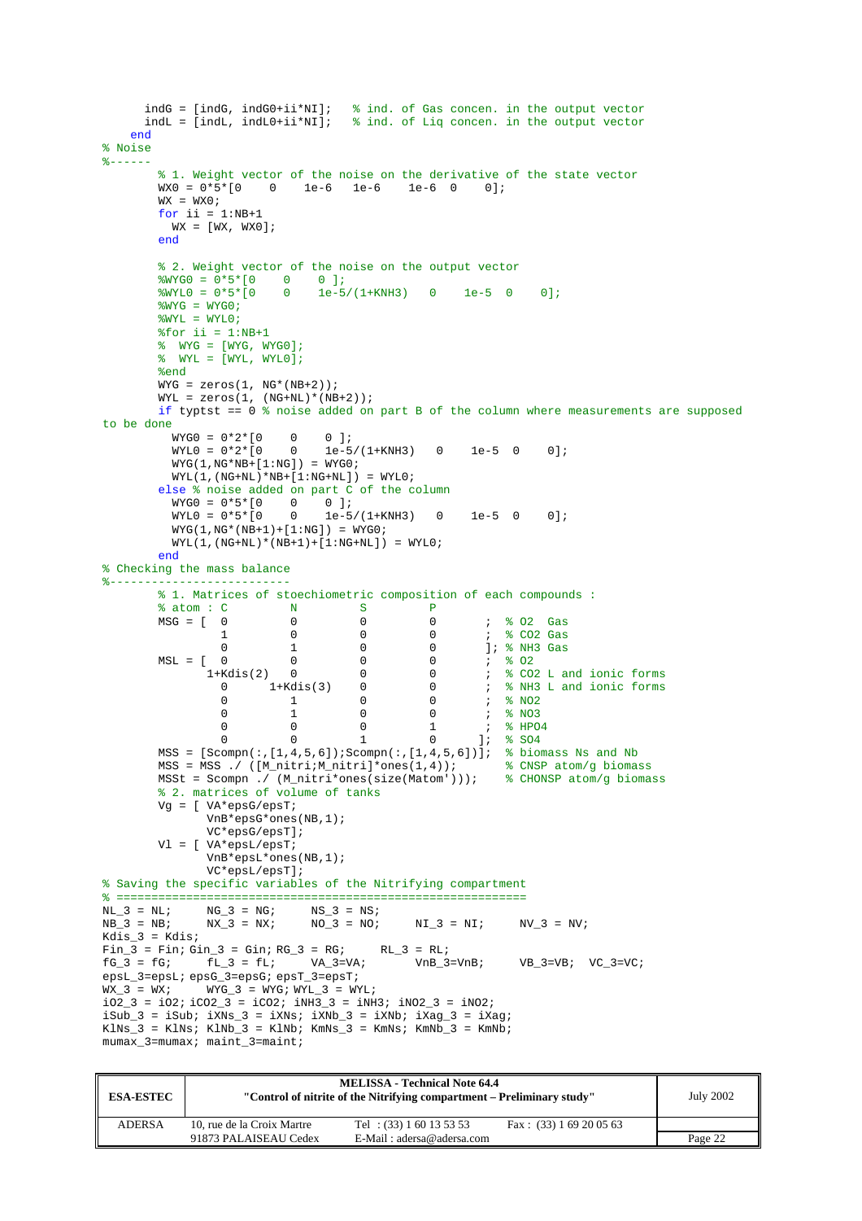```matlab
      indG = [indG, indG0+ii*NI];   % ind. of Gas concen. in the output vector
      indL = [indL, indL0+ii*NI];   % ind. of Liq concen. in the output vector
    end
% Noise
%------
        % 1. Weight vector of the noise on the derivative of the state vector
        WX0 = 0*5*[0    0    1e-6   1e-6    1e-6  0    0];
        WX = WX0;
        for ii = 1:NB+1
          WX = [WX, WX0];
        end

        % 2. Weight vector of the noise on the output vector
        %WYG0 = 0*5*[0    0    0 ];
        %WYL0 = 0*5*[0    0    1e-5/(1+KNH3)   0    1e-5  0    0];
        %WYG = WYG0;
        %WYL = WYL0;
        %for ii = 1:NB+1
        %  WYG = [WYG, WYG0];
        %  WYL = [WYL, WYL0];
        %end
        WYG = zeros(1, NG*(NB+2));
        WYL = zeros(1, (NG+NL)*(NB+2));
        if typtst == 0 % noise added on part B of the column where measurements are supposed
to be done
          WYG0 = 0*2*[0    0    0 ];
          WYL0 = 0*2*[0    0    1e-5/(1+KNH3)   0    1e-5  0    0];
          WYG(1,NG*NB+[1:NG]) = WYG0;
          WYL(1,(NG+NL)*NB+[1:NG+NL]) = WYL0;
        else % noise added on part C of the column
          WYG0 = 0*5*[0    0    0 ];
          WYL0 = 0*5*[0    0    1e-5/(1+KNH3)   0    1e-5  0    0];
          WYG(1,NG*(NB+1)+[1:NG]) = WYG0;
          WYL(1,(NG+NL)*(NB+1)+[1:NG+NL]) = WYL0;
        end
% Checking the mass balance
%--------------------------
        % 1. Matrices of stoechiometric composition of each compounds :
        % atom : C         N         S         P
        MSG = [  0         0         0         0       ;  % O2  Gas
                 1         0         0         0       ;  % CO2 Gas
                 0         1         0         0       ]; % NH3 Gas
        MSL = [  0         0         0         0       ;  % O2
               1+Kdis(2)   0         0         0       ;  % CO2 L and ionic forms
                 0      1+Kdis(3)    0         0       ;  % NH3 L and ionic forms
                 0         1         0         0       ;  % NO2
                 0         1         0         0       ;  % NO3
                 0         0         0         1       ;  % HPO4
                 0         0         1         0      ];  % SO4
        MSS = [Scompn(:,[1,4,5,6]);Scompn(:,[1,4,5,6])];  % biomass Ns and Nb
        MSS = MSS ./ ([M_nitri;M_nitri]*ones(1,4));       % CNSP atom/g biomass
        MSSt = Scompn ./ (M_nitri*ones(size(Matom')));    % CHONSP atom/g biomass
        % 2. matrices of volume of tanks
        Vg = [ VA*epsG/epsT;
               VnB*epsG*ones(NB,1);
               VC*epsG/epsT];
        Vl = [ VA*epsL/epsT;
               VnB*epsL*ones(NB,1);
               VC*epsL/epsT];
% Saving the specific variables of the Nitrifying compartment
% ==========================================================
NL_3 = NL;     NG_3 = NG;     NS_3 = NS;
NB_3 = NB;     NX_3 = NX;     NO_3 = NO;     NI_3 = NI;     NV_3 = NV;
Kdis_3 = Kdis;
Fin_3 = Fin; Gin_3 = Gin; RG_3 = RG;     RL_3 = RL;
fG_3 = fG;     fL_3 = fL;     VA_3=VA;      VnB_3=VnB;     VB_3=VB;  VC_3=VC;
epsL_3=epsL; epsG_3=epsG; epsT_3=epsT;
WX_3 = WX;     WYG_3 = WYG; WYL_3 = WYL;
iO2_3 = iO2; iCO2_3 = iCO2; iNH3_3 = iNH3; iNO2_3 = iNO2;
iSub_3 = iSub; iXNs_3 = iXNs; iXNb_3 = iXNb; iXag_3 = iXag;
KlNs_3 = KlNs; KlNb_3 = KlNb; KmNs_3 = KmNs; KmNb_3 = KmNb;
mumax_3=mumax; maint_3=maint;
```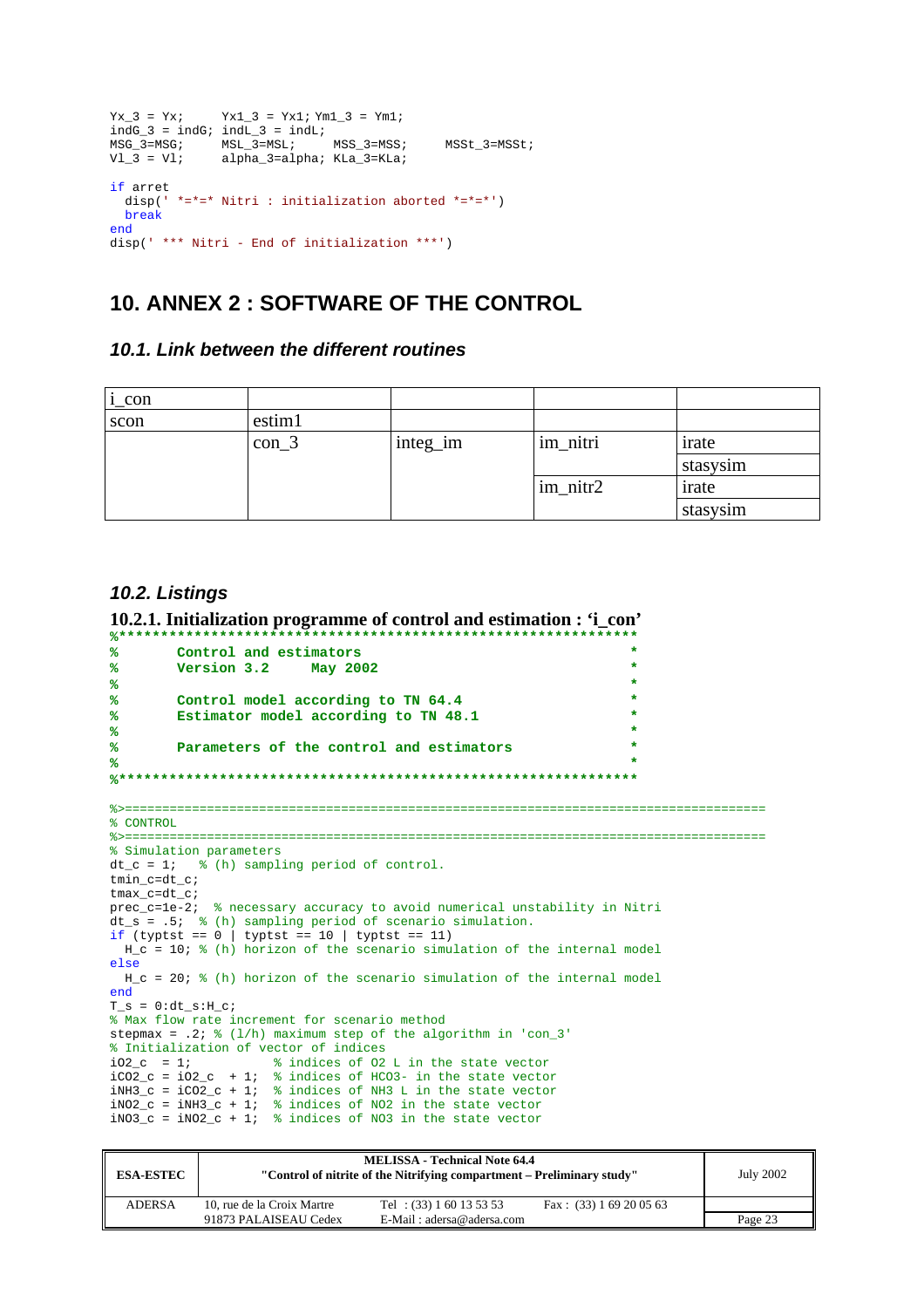```
Yx_3 = Yx;     Yx1_3 = Yx1; Ym1_3 = Ym1;
indG_3 = indG; indL_3 = indL;
MSG_3=MSG;     MSL_3=MSL;     MSS_3=MSS;     MSSt_3=MSSt;
Vl_3 = Vl;     alpha_3=alpha; KLa_3=KLa;

if arret
  disp(' *=*=* Nitri : initialization aborted *=*=*')
  break
end
disp(' *** Nitri - End of initialization ***')
```

# 10. ANNEX 2 : SOFTWARE OF THE CONTROL

## 10.1. Link between the different routines

| i_con | | | | |
|---|---|---|---|---|
| scon | estim1 | | | |
| | con_3 | integ_im | im_nitri | irate |
| | | | | stasysim |
| | | | im_nitr2 | irate |
| | | | | stasysim |

## 10.2. Listings

### 10.2.1. Initialization programme of control and estimation : 'i_con'

```
%**************************************************************
%       Control and estimators                               *
%       Version 3.2     May 2002                             *
%                                                            *
%       Control model according to TN 64.4                   *
%       Estimator model according to TN 48.1                 *
%                                                            *
%       Parameters of the control and estimators             *
%                                                            *
%**************************************************************

%>=====================================================================================
% CONTROL
%>=====================================================================================
% Simulation parameters
dt_c = 1;   % (h) sampling period of control.
tmin_c=dt_c;
tmax_c=dt_c;
prec_c=1e-2;  % necessary accuracy to avoid numerical unstability in Nitri
dt_s = .5;  % (h) sampling period of scenario simulation.
if (typtst == 0 | typtst == 10 | typtst == 11)
  H_c = 10; % (h) horizon of the scenario simulation of the internal model
else
  H_c = 20; % (h) horizon of the scenario simulation of the internal model
end
T_s = 0:dt_s:H_c;
% Max flow rate increment for scenario method
stepmax = .2; % (l/h) maximum step of the algorithm in 'con_3'
% Initialization of vector of indices
iO2_c  = 1;          % indices of O2 L in the state vector
iCO2_c = iO2_c  + 1;  % indices of HCO3- in the state vector
iNH3_c = iCO2_c + 1;  % indices of NH3 L in the state vector
iNO2_c = iNH3_c + 1;  % indices of NO2 in the state vector
iNO3_c = iNO2_c + 1;  % indices of NO3 in the state vector
```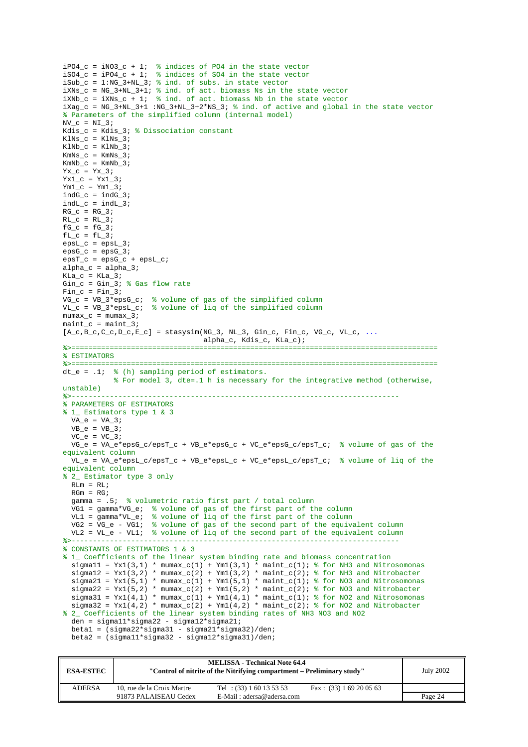```
iPO4_c = iNO3_c + 1;  % indices of PO4 in the state vector
iSO4_c = iPO4_c + 1;  % indices of SO4 in the state vector
iSub_c = 1:NG_3+NL_3; % ind. of subs. in state vector
iXNs_c = NG_3+NL_3+1; % ind. of act. biomass Ns in the state vector
iXNb_c = iXNs_c + 1;  % ind. of act. biomass Nb in the state vector
iXag_c = NG_3+NL_3+1 :NG_3+NL_3+2*NS_3; % ind. of active and global in the state vector
% Parameters of the simplified column (internal model)
NV_c = NI_3;
Kdis_c = Kdis_3; % Dissociation constant
KlNs_c = KlNs_3;
KlNb_c = KlNb_3;
KmNs_c = KmNs_3;
KmNb_c = KmNb_3;
Yx_c = Yx_3;
Yx1_c = Yx1_3;
Ym1_c = Ym1_3;
indG_c = indG_3;
indL_c = indL_3;
RG_c = RG_3;
RL_c = RL_3;
fG_c = fG_3;
fL_c = fL_3;
epsL_c = epsL_3;
epsG_c = epsG_3;
epsT_c = epsG_c + epsL_c;
alpha_c = alpha_3;
KLa_c = KLa_3;
Gin_c = Gin_3; % Gas flow rate
Fin_c = Fin_3;
VG_c = VB_3*epsG_c;  % volume of gas of the simplified column
VL_c = VB_3*epsL_c;  % volume of liq of the simplified column
mumax_c = mumax_3;
maint_c = maint_3;
[A_c,B_c,C_c,D_c,E_c] = stasysim(NG_3, NL_3, Gin_c, Fin_c, VG_c, VL_c, ...
                                 alpha_c, Kdis_c, KLa_c);
%>=====================================================================================
% ESTIMATORS
%>=====================================================================================
dt_e = .1;  % (h) sampling period of estimators.
            % For model 3, dte=.1 h is necessary for the integrative method (otherwise,
unstable)
%>---------------------------------------------------------------------------
% PARAMETERS OF ESTIMATORS
% 1_ Estimators type 1 & 3
  VA_e = VA_3;
  VB_e = VB_3;
  VC_e = VC_3;
  VG_e = VA_e*epsG_c/epsT_c + VB_e*epsG_c + VC_e*epsG_c/epsT_c;  % volume of gas of the
equivalent column
  VL_e = VA_e*epsL_c/epsT_c + VB_e*epsL_c + VC_e*epsL_c/epsT_c;  % volume of liq of the
equivalent column
% 2_ Estimator type 3 only
  RLm = RL;
  RGm = RG;
  gamma = .5;  % volumetric ratio first part / total column
  VG1 = gamma*VG_e;  % volume of gas of the first part of the column
  VL1 = gamma*VL_e;  % volume of liq of the first part of the column
  VG2 = VG_e - VG1;  % volume of gas of the second part of the equivalent column
  VL2 = VL_e - VL1;  % volume of liq of the second part of the equivalent column
%>---------------------------------------------------------------------------
% CONSTANTS OF ESTIMATORS 1 & 3
% 1_ Coefficients of the linear system binding rate and biomass concentration
  sigma11 = Yx1(3,1) * mumax_c(1) + Ym1(3,1) * maint_c(1); % for NH3 and Nitrosomonas
  sigma12 = Yx1(3,2) * mumax_c(2) + Ym1(3,2) * maint_c(2); % for NH3 and Nitrobacter
  sigma21 = Yx1(5,1) * mumax_c(1) + Ym1(5,1) * maint_c(1); % for NO3 and Nitrosomonas
  sigma22 = Yx1(5,2) * mumax_c(2) + Ym1(5,2) * maint_c(2); % for NO3 and Nitrobacter
  sigma31 = Yx1(4,1) * mumax_c(1) + Ym1(4,1) * maint_c(1); % for NO2 and Nitrosomonas
  sigma32 = Yx1(4,2) * mumax_c(2) + Ym1(4,2) * maint_c(2); % for NO2 and Nitrobacter
% 2_ Coefficients of the linear system binding rates of NH3 NO3 and NO2
  den = sigma11*sigma22 - sigma12*sigma21;
  beta1 = (sigma22*sigma31 - sigma21*sigma32)/den;
  beta2 = (sigma11*sigma32 - sigma12*sigma31)/den;
```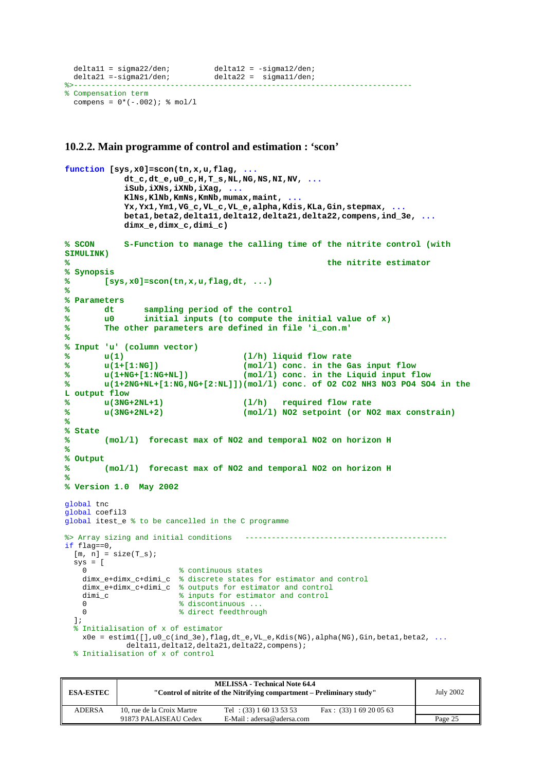```
  delta11 = sigma22/den;          delta12 = -sigma12/den;
  delta21 =-sigma21/den;          delta22 =  sigma11/den;
%>---------------------------------------------------------------------------
% Compensation term
  compens = 0*(-.002); % mol/l
```

### 10.2.2. Main programme of control and estimation : 'scon'

```
function [sys,x0]=scon(tn,x,u,flag, ...
            dt_c,dt_e,u0_c,H,T_s,NL,NG,NS,NI,NV, ...
            iSub,iXNs,iXNb,iXag, ...
            KlNs,KlNb,KmNs,KmNb,mumax,maint, ...
            Yx,Yx1,Ym1,VG_c,VL_c,VL_e,alpha,Kdis,KLa,Gin,stepmax, ...
            beta1,beta2,delta11,delta12,delta21,delta22,compens,ind_3e, ...
            dimx_e,dimx_c,dimi_c)

% SCON      S-Function to manage the calling time of the nitrite control (with
SIMULINK)
%                                                       the nitrite estimator
% Synopsis
%       [sys,x0]=scon(tn,x,u,flag,dt, ...)
%
% Parameters
%       dt      sampling period of the control
%       u0      initial inputs (to compute the initial value of x)
%       The other parameters are defined in file 'i_con.m'
%
% Input 'u' (column vector)
%       u(1)                        (l/h) liquid flow rate
%       u(1+[1:NG])                 (mol/l) conc. in the Gas input flow
%       u(1+NG+[1:NG+NL])           (mol/l) conc. in the Liquid input flow
%       u(1+2NG+NL+[1:NG,NG+[2:NL]])(mol/l) conc. of O2 CO2 NH3 NO3 PO4 SO4 in the
L output flow
%       u(3NG+2NL+1)                (l/h)   required flow rate
%       u(3NG+2NL+2)                (mol/l) NO2 setpoint (or NO2 max constrain)
%
% State
%       (mol/l)  forecast max of NO2 and temporal NO2 on horizon H
%
% Output
%       (mol/l)  forecast max of NO2 and temporal NO2 on horizon H
%
% Version 1.0  May 2002

global tnc
global coefil3
global itest_e % to be cancelled in the C programme

%> Array sizing and initial conditions   ---------------------------------------------
if flag==0,
  [m, n] = size(T_s);
  sys = [
    0                    % continuous states
    dimx_e+dimx_c+dimi_c  % discrete states for estimator and control
    dimx_e+dimx_c+dimi_c  % outputs for estimator and control
    dimi_c               % inputs for estimator and control
    0                    % discontinuous ...
    0                    % direct feedthrough
  ];
  % Initialisation of x of estimator
    x0e = estim1([],u0_c(ind_3e),flag,dt_e,VL_e,Kdis(NG),alpha(NG),Gin,beta1,beta2, ...
          delta11,delta12,delta21,delta22,compens);
  % Initialisation of x of control
```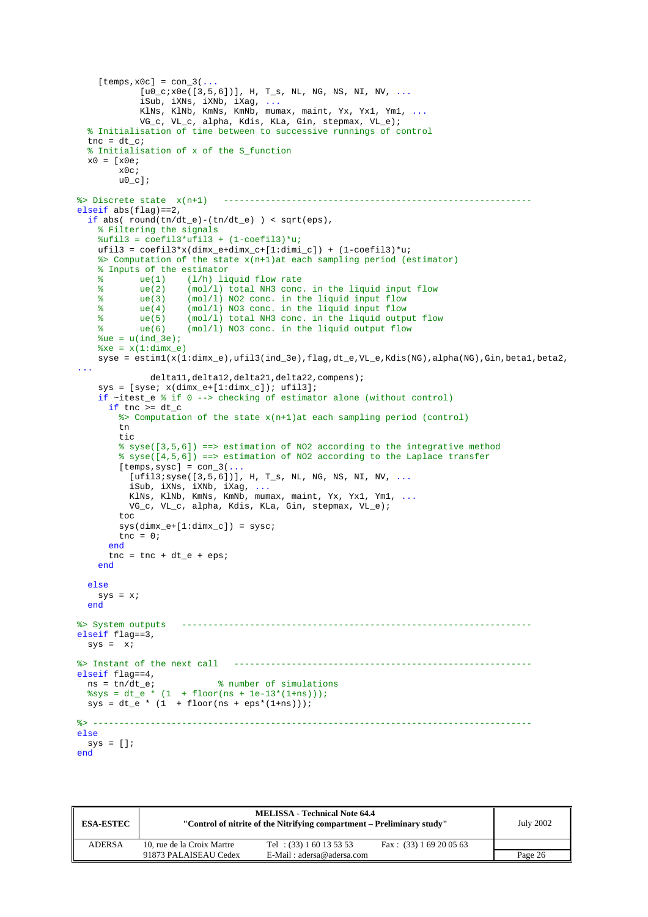```
    [temps,x0c] = con_3(...
            [u0_c;x0e([3,5,6])], H, T_s, NL, NG, NS, NI, NV, ...
            iSub, iXNs, iXNb, iXag, ...
            KlNs, KlNb, KmNs, KmNb, mumax, maint, Yx, Yx1, Ym1, ...
            VG_c, VL_c, alpha, Kdis, KLa, Gin, stepmax, VL_e);
  % Initialisation of time between to successive runnings of control
  tnc = dt_c;
  % Initialisation of x of the S_function
  x0 = [x0e;
        x0c;
        u0_c];

%> Discrete state  x(n+1)   ----------------------------------------------------------
elseif abs(flag)==2,
  if abs( round(tn/dt_e)-(tn/dt_e) ) < sqrt(eps),
    % Filtering the signals
    %ufil3 = coefil3*ufil3 + (1-coefil3)*u;
    ufil3 = coefil3*x(dimx_e+dimx_c+[1:dimi_c]) + (1-coefil3)*u;
    %> Computation of the state x(n+1)at each sampling period (estimator)
    % Inputs of the estimator
    %       ue(1)    (l/h) liquid flow rate
    %       ue(2)    (mol/l) total NH3 conc. in the liquid input flow
    %       ue(3)    (mol/l) NO2 conc. in the liquid input flow
    %       ue(4)    (mol/l) NO3 conc. in the liquid input flow
    %       ue(5)    (mol/l) total NH3 conc. in the liquid output flow
    %       ue(6)    (mol/l) NO3 conc. in the liquid output flow
    %ue = u(ind_3e);
    %xe = x(1:dimx_e)
    syse = estim1(x(1:dimx_e),ufil3(ind_3e),flag,dt_e,VL_e,Kdis(NG),alpha(NG),Gin,beta1,beta2,
...
             delta11,delta12,delta21,delta22,compens);
    sys = [syse; x(dimx_e+[1:dimx_c]); ufil3];
    if ~itest_e % if 0 --> checking of estimator alone (without control)
      if tnc >= dt_c
        %> Computation of the state x(n+1)at each sampling period (control)
        tn
        tic
        % syse([3,5,6]) ==> estimation of NO2 according to the integrative method
        % syse([4,5,6]) ==> estimation of NO2 according to the Laplace transfer
        [temps,sysc] = con_3(...
          [ufil3;syse([3,5,6])], H, T_s, NL, NG, NS, NI, NV, ...
          iSub, iXNs, iXNb, iXag, ...
          KlNs, KlNb, KmNs, KmNb, mumax, maint, Yx, Yx1, Ym1, ...
          VG_c, VL_c, alpha, Kdis, KLa, Gin, stepmax, VL_e);
        toc
        sys(dimx_e+[1:dimx_c]) = sysc;
        tnc = 0;
      end
      tnc = tnc + dt_e + eps;
    end

  else
    sys = x;
  end

%> System outputs   ------------------------------------------------------------------
elseif flag==3,
  sys =  x;

%> Instant of the next call   --------------------------------------------------------
elseif flag==4,
  ns = tn/dt_e;            % number of simulations
  %sys = dt_e * (1  + floor(ns + 1e-13*(1+ns)));
  sys = dt_e * (1  + floor(ns + eps*(1+ns)));

%> ---------------------------------------------------------------------------------
else
  sys = [];
end
```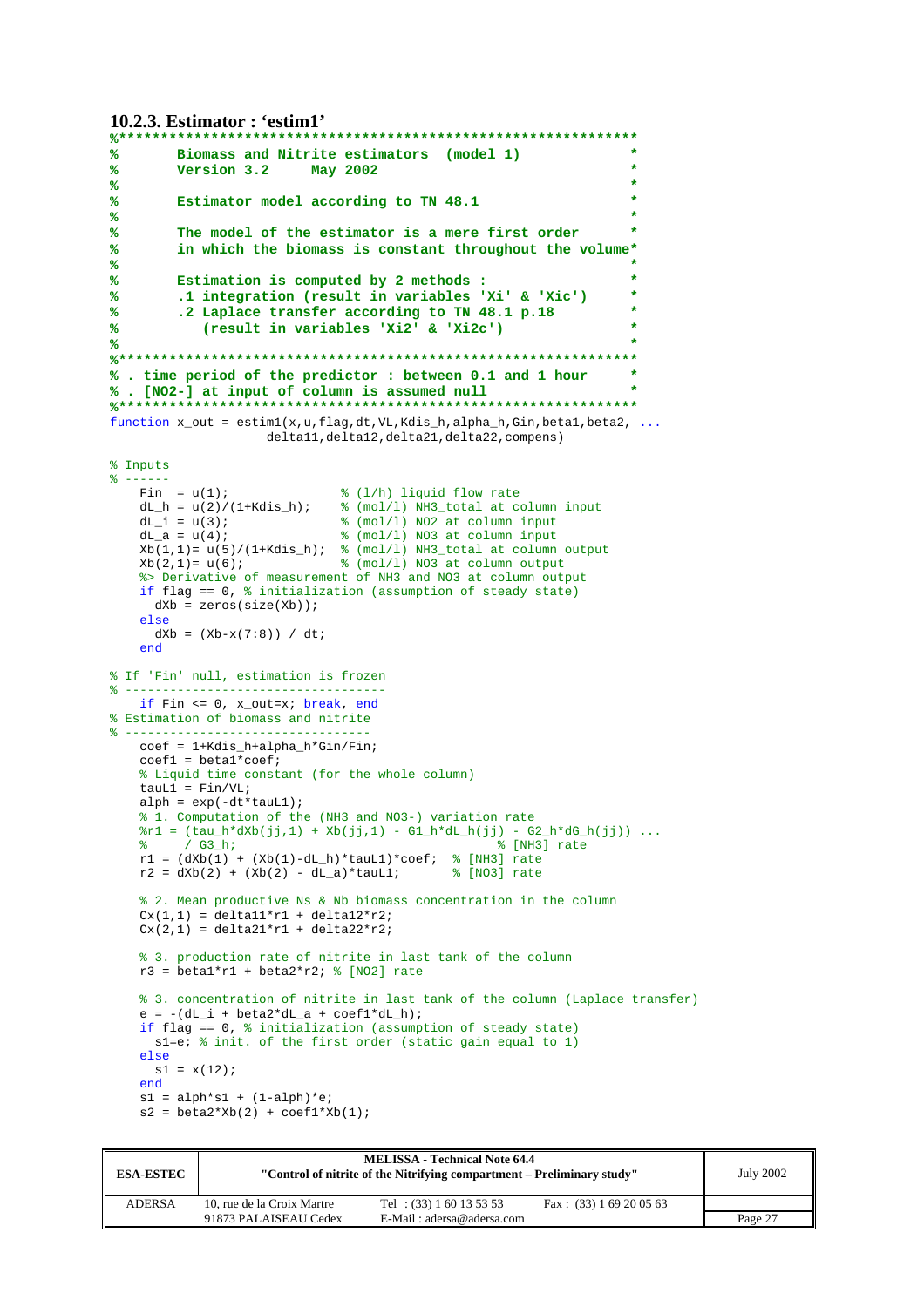### 10.2.3. Estimator : 'estim1'

```
%*************************************************************
%       Biomass and Nitrite estimators  (model 1)           *
%       Version 3.2      May 2002                           *
%                                                           *
%       Estimator model according to TN 48.1                *
%                                                           *
%       The model of the estimator is a mere first order    *
%       in which the biomass is constant throughout the volume*
%                                                           *
%       Estimation is computed by 2 methods :               *
%       .1 integration (result in variables 'Xi' & 'Xic')   *
%       .2 Laplace transfer according to TN 48.1 p.18       *
%          (result in variables 'Xi2' & 'Xi2c')             *
%                                                           *
%*************************************************************
% . time period of the predictor : between 0.1 and 1 hour   *
% . [NO2-] at input of column is assumed null               *
%*************************************************************
function x_out = estim1(x,u,flag,dt,VL,Kdis_h,alpha_h,Gin,beta1,beta2, ...
                    delta11,delta12,delta21,delta22,compens)

% Inputs
% ------
    Fin  = u(1);               % (l/h) liquid flow rate
    dL_h = u(2)/(1+Kdis_h);    % (mol/l) NH3_total at column input
    dL_i = u(3);               % (mol/l) NO2 at column input
    dL_a = u(4);               % (mol/l) NO3 at column input
    Xb(1,1)= u(5)/(1+Kdis_h);  % (mol/l) NH3_total at column output
    Xb(2,1)= u(6);             % (mol/l) NO3 at column output
    %> Derivative of measurement of NH3 and NO3 at column output
    if flag == 0, % initialization (assumption of steady state)
      dXb = zeros(size(Xb));
    else
      dXb = (Xb-x(7:8)) / dt;
    end

% If 'Fin' null, estimation is frozen
% -----------------------------------
    if Fin <= 0, x_out=x; break, end
% Estimation of biomass and nitrite
% ---------------------------------
    coef = 1+Kdis_h+alpha_h*Gin/Fin;
    coef1 = beta1*coef;
    % Liquid time constant (for the whole column)
    tauL1 = Fin/VL;
    alph = exp(-dt*tauL1);
    % 1. Computation of the (NH3 and NO3-) variation rate
    %r1 = (tau_h*dXb(jj,1) + Xb(jj,1) - G1_h*dL_h(jj) - G2_h*dG_h(jj)) ...
    %     / G3_h;                                    % [NH3] rate
    r1 = (dXb(1) + (Xb(1)-dL_h)*tauL1)*coef;  % [NH3] rate
    r2 = dXb(2) + (Xb(2) - dL_a)*tauL1;       % [NO3] rate

    % 2. Mean productive Ns & Nb biomass concentration in the column
    Cx(1,1) = delta11*r1 + delta12*r2;
    Cx(2,1) = delta21*r1 + delta22*r2;

    % 3. production rate of nitrite in last tank of the column
    r3 = beta1*r1 + beta2*r2; % [NO2] rate

    % 3. concentration of nitrite in last tank of the column (Laplace transfer)
    e = -(dL_i + beta2*dL_a + coef1*dL_h);
    if flag == 0, % initialization (assumption of steady state)
      s1=e; % init. of the first order (static gain equal to 1)
    else
      s1 = x(12);
    end
    s1 = alph*s1 + (1-alph)*e;
    s2 = beta2*Xb(2) + coef1*Xb(1);
```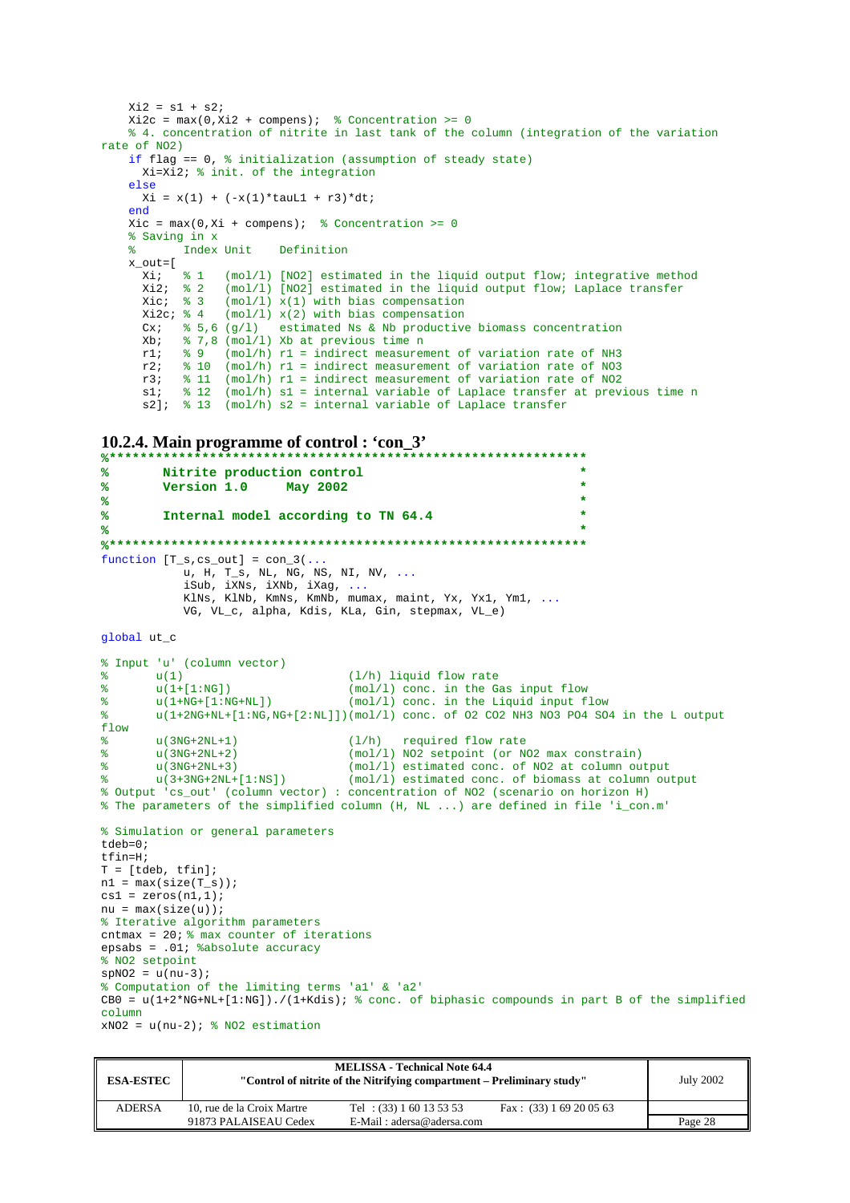```
    Xi2 = s1 + s2;
    Xi2c = max(0,Xi2 + compens);  % Concentration >= 0
    % 4. concentration of nitrite in last tank of the column (integration of the variation
rate of NO2)
    if flag == 0, % initialization (assumption of steady state)
      Xi=Xi2; % init. of the integration
    else
      Xi = x(1) + (-x(1)*tauL1 + r3)*dt;
    end
    Xic = max(0,Xi + compens);  % Concentration >= 0
    % Saving in x
    %       Index Unit    Definition
    x_out=[
      Xi;   % 1   (mol/l) [NO2] estimated in the liquid output flow; integrative method
      Xi2;  % 2   (mol/l) [NO2] estimated in the liquid output flow; Laplace transfer
      Xic;  % 3   (mol/l) x(1) with bias compensation
      Xi2c; % 4   (mol/l) x(2) with bias compensation
      Cx;   % 5,6 (g/l)   estimated Ns & Nb productive biomass concentration
      Xb;   % 7,8 (mol/l) Xb at previous time n
      r1;   % 9   (mol/h) r1 = indirect measurement of variation rate of NH3
      r2;   % 10  (mol/h) r1 = indirect measurement of variation rate of NO3
      r3;   % 11  (mol/h) r1 = indirect measurement of variation rate of NO2
      s1;   % 12  (mol/h) s1 = internal variable of Laplace transfer at previous time n
      s2];  % 13  (mol/h) s2 = internal variable of Laplace transfer
```

### 10.2.4. Main programme of control : ‘con_3’

```
%***************************************************************
%       Nitrite production control                             *
%       Version 1.0     May 2002                               *
%                                                              *
%       Internal model according to TN 64.4                    *
%                                                              *
%***************************************************************
function [T_s,cs_out] = con_3(...
            u, H, T_s, NL, NG, NS, NI, NV, ...
            iSub, iXNs, iXNb, iXag, ...
            KlNs, KlNb, KmNs, KmNb, mumax, maint, Yx, Yx1, Ym1, ...
            VG, VL_c, alpha, Kdis, KLa, Gin, stepmax, VL_e)

global ut_c

% Input 'u' (column vector)
%       u(1)                        (l/h) liquid flow rate
%       u(1+[1:NG])                 (mol/l) conc. in the Gas input flow
%       u(1+NG+[1:NG+NL])           (mol/l) conc. in the Liquid input flow
%       u(1+2NG+NL+[1:NG,NG+[2:NL]])(mol/l) conc. of O2 CO2 NH3 NO3 PO4 SO4 in the L output
flow
%       u(3NG+2NL+1)                (l/h)   required flow rate
%       u(3NG+2NL+2)                (mol/l) NO2 setpoint (or NO2 max constrain)
%       u(3NG+2NL+3)                (mol/l) estimated conc. of NO2 at column output
%       u(3+3NG+2NL+[1:NS])         (mol/l) estimated conc. of biomass at column output
% Output 'cs_out' (column vector) : concentration of NO2 (scenario on horizon H)
% The parameters of the simplified column (H, NL ...) are defined in file 'i_con.m'

% Simulation or general parameters
tdeb=0;
tfin=H;
T = [tdeb, tfin];
n1 = max(size(T_s));
cs1 = zeros(n1,1);
nu = max(size(u));
% Iterative algorithm parameters
cntmax = 20; % max counter of iterations
epsabs = .01; %absolute accuracy
% NO2 setpoint
spNO2 = u(nu-3);
% Computation of the limiting terms 'a1' & 'a2'
CB0 = u(1+2*NG+NL+[1:NG])./(1+Kdis); % conc. of biphasic compounds in part B of the simplified
column
xNO2 = u(nu-2); % NO2 estimation
```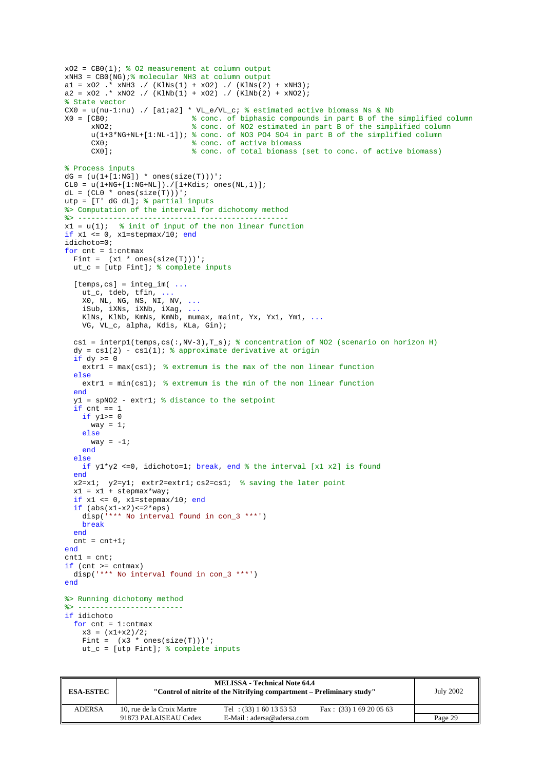```
xO2 = CB0(1); % O2 measurement at column output
xNH3 = CB0(NG);% molecular NH3 at column output
a1 = xO2 .* xNH3 ./ (KlNs(1) + xO2) ./ (KlNs(2) + xNH3);
a2 = xO2 .* xNO2 ./ (KlNb(1) + xO2) ./ (KlNb(2) + xNO2);
% State vector
CX0 = u(nu-1:nu) ./ [a1;a2] * VL_e/VL_c; % estimated active biomass Ns & Nb
X0 = [CB0;                  % conc. of biphasic compounds in part B of the simplified column
      xNO2;                 % conc. of NO2 estimated in part B of the simplified column
      u(1+3*NG+NL+[1:NL-1]); % conc. of NO3 PO4 SO4 in part B of the simplified column
      CX0;                  % conc. of active biomass
      CX0];                 % conc. of total biomass (set to conc. of active biomass)

% Process inputs
dG = (u(1+[1:NG]) * ones(size(T)))';
CL0 = u(1+NG+[1:NG+NL])./[1+Kdis; ones(NL,1)];
dL = (CL0 * ones(size(T)))';
utp = [T' dG dL]; % partial inputs
%> Computation of the interval for dichotomy method
%> -----------------------------------------------
x1 = u(1);  % init of input of the non linear function
if x1 <= 0, x1=stepmax/10; end
idichoto=0;
for cnt = 1:cntmax
  Fint =  (x1 * ones(size(T)))';
  ut_c = [utp Fint]; % complete inputs

  [temps,cs] = integ_im( ...
    ut_c, tdeb, tfin, ...
    X0, NL, NG, NS, NI, NV, ...
    iSub, iXNs, iXNb, iXag, ...
    KlNs, KlNb, KmNs, KmNb, mumax, maint, Yx, Yx1, Ym1, ...
    VG, VL_c, alpha, Kdis, KLa, Gin);

  cs1 = interp1(temps,cs(:,NV-3),T_s); % concentration of NO2 (scenario on horizon H)
  dy = cs1(2) - cs1(1); % approximate derivative at origin
  if dy >= 0
    extr1 = max(cs1);  % extremum is the max of the non linear function
  else
    extr1 = min(cs1);  % extremum is the min of the non linear function
  end
  y1 = spNO2 - extr1; % distance to the setpoint
  if cnt == 1
    if y1>= 0
      way = 1;
    else
      way = -1;
    end
  else
    if y1*y2 <=0, idichoto=1; break, end % the interval [x1 x2] is found
  end
  x2=x1;  y2=y1;  extr2=extr1; cs2=cs1;  % saving the later point
  x1 = x1 + stepmax*way;
  if x1 <= 0, x1=stepmax/10; end
  if (abs(x1-x2)<=2*eps)
    disp('*** No interval found in con_3 ***')
    break
  end
  cnt = cnt+1;
end
cnt1 = cnt;
if (cnt >= cntmax)
  disp('*** No interval found in con_3 ***')
end

%> Running dichotomy method
%> ------------------------
if idichoto
  for cnt = 1:cntmax
    x3 = (x1+x2)/2;
    Fint =  (x3 * ones(size(T)))';
    ut_c = [utp Fint]; % complete inputs
```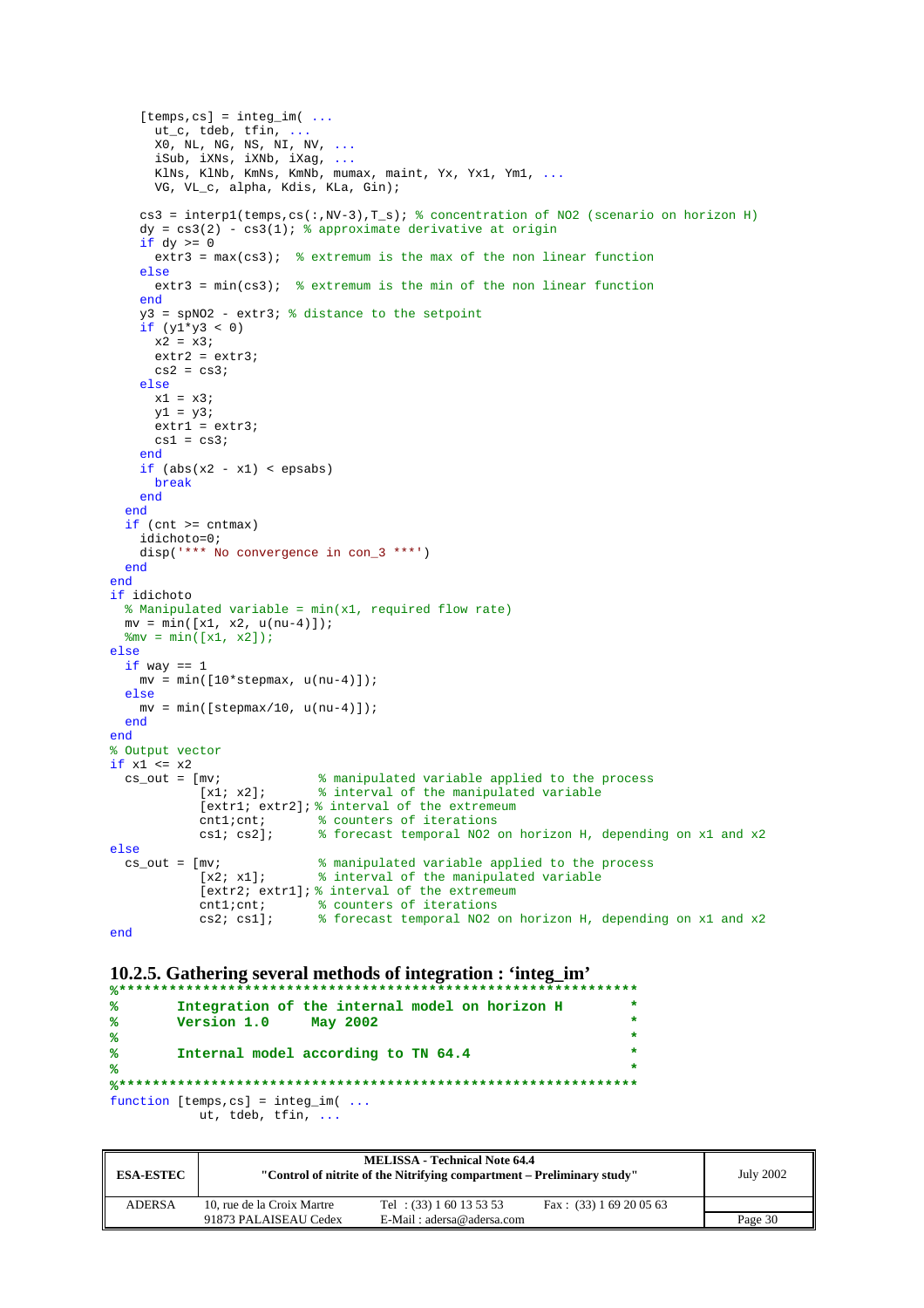```
    [temps,cs] = integ_im( ...
      ut_c, tdeb, tfin, ...
      X0, NL, NG, NS, NI, NV, ...
      iSub, iXNs, iXNb, iXag, ...
      KlNs, KlNb, KmNs, KmNb, mumax, maint, Yx, Yx1, Ym1, ...
      VG, VL_c, alpha, Kdis, KLa, Gin);

    cs3 = interp1(temps,cs(:,NV-3),T_s); % concentration of NO2 (scenario on horizon H)
    dy = cs3(2) - cs3(1); % approximate derivative at origin
    if dy >= 0
      extr3 = max(cs3);  % extremum is the max of the non linear function
    else
      extr3 = min(cs3);  % extremum is the min of the non linear function
    end
    y3 = spNO2 - extr3; % distance to the setpoint
    if (y1*y3 < 0)
      x2 = x3;
      extr2 = extr3;
      cs2 = cs3;
    else
      x1 = x3;
      y1 = y3;
      extr1 = extr3;
      cs1 = cs3;
    end
    if (abs(x2 - x1) < epsabs)
      break
    end
  end
  if (cnt >= cntmax)
    idichoto=0;
    disp('*** No convergence in con_3 ***')
  end
end
if idichoto
  % Manipulated variable = min(x1, required flow rate)
  mv = min([x1, x2, u(nu-4)]);
  %mv = min([x1, x2]);
else
  if way == 1
    mv = min([10*stepmax, u(nu-4)]);
  else
    mv = min([stepmax/10, u(nu-4)]);
  end
end
% Output vector
if x1 <= x2
  cs_out = [mv;            % manipulated variable applied to the process
           [x1; x2];       % interval of the manipulated variable
           [extr1; extr2]; % interval of the extremeum
           cnt1;cnt;       % counters of iterations
           cs1; cs2];      % forecast temporal NO2 on horizon H, depending on x1 and x2
else
  cs_out = [mv;            % manipulated variable applied to the process
           [x2; x1];       % interval of the manipulated variable
           [extr2; extr1]; % interval of the extremeum
           cnt1;cnt;       % counters of iterations
           cs2; cs1];      % forecast temporal NO2 on horizon H, depending on x1 and x2
end
```

### 10.2.5. Gathering several methods of integration : 'integ_im'

```
%*************************************************************
%       Integration of the internal model on horizon H        *
%       Version 1.0     May 2002                              *
%                                                             *
%       Internal model according to TN 64.4                   *
%                                                             *
%*************************************************************
function [temps,cs] = integ_im( ...
            ut, tdeb, tfin, ...
```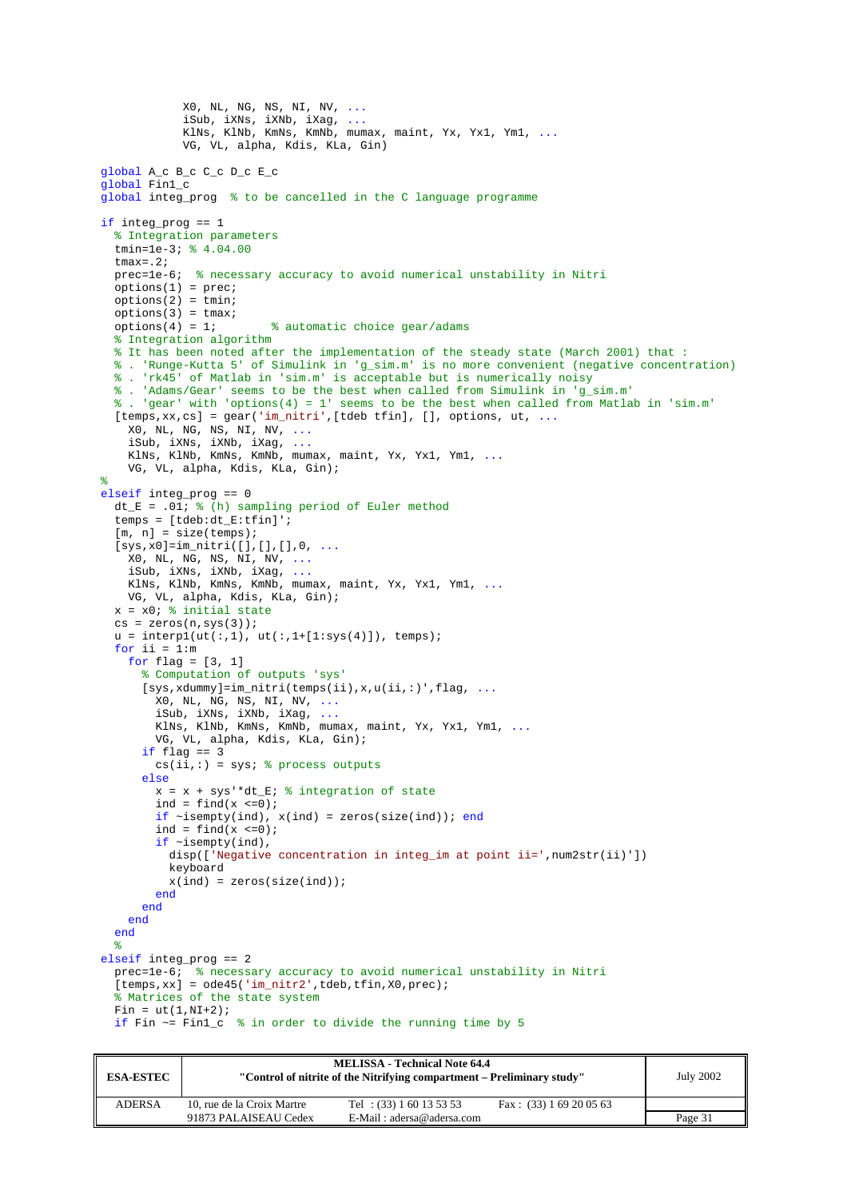```
            X0, NL, NG, NS, NI, NV, ...
            iSub, iXNs, iXNb, iXag, ...
            KlNs, KlNb, KmNs, KmNb, mumax, maint, Yx, Yx1, Ym1, ...
            VG, VL, alpha, Kdis, KLa, Gin)

global A_c B_c C_c D_c E_c
global Fin1_c
global integ_prog  % to be cancelled in the C language programme

if integ_prog == 1
  % Integration parameters
  tmin=1e-3; % 4.04.00
  tmax=.2;
  prec=1e-6;  % necessary accuracy to avoid numerical unstability in Nitri
  options(1) = prec;
  options(2) = tmin;
  options(3) = tmax;
  options(4) = 1;        % automatic choice gear/adams
  % Integration algorithm
  % It has been noted after the implementation of the steady state (March 2001) that :
  % . 'Runge-Kutta 5' of Simulink in 'g_sim.m' is no more convenient (negative concentration)
  % . 'rk45' of Matlab in 'sim.m' is acceptable but is numerically noisy
  % . 'Adams/Gear' seems to be the best when called from Simulink in 'g_sim.m'
  % . 'gear' with 'options(4) = 1' seems to be the best when called from Matlab in 'sim.m'
  [temps,xx,cs] = gear('im_nitri',[tdeb tfin], [], options, ut, ...
    X0, NL, NG, NS, NI, NV, ...
    iSub, iXNs, iXNb, iXag, ...
    KlNs, KlNb, KmNs, KmNb, mumax, maint, Yx, Yx1, Ym1, ...
    VG, VL, alpha, Kdis, KLa, Gin);
%
elseif integ_prog == 0
  dt_E = .01; % (h) sampling period of Euler method
  temps = [tdeb:dt_E:tfin]';
  [m, n] = size(temps);
  [sys,x0]=im_nitri([],[],[],0, ...
    X0, NL, NG, NS, NI, NV, ...
    iSub, iXNs, iXNb, iXag, ...
    KlNs, KlNb, KmNs, KmNb, mumax, maint, Yx, Yx1, Ym1, ...
    VG, VL, alpha, Kdis, KLa, Gin);
  x = x0; % initial state
  cs = zeros(n,sys(3));
  u = interp1(ut(:,1), ut(:,1+[1:sys(4)]), temps);
  for ii = 1:m
    for flag = [3, 1]
      % Computation of outputs 'sys'
      [sys,xdummy]=im_nitri(temps(ii),x,u(ii,:)',flag, ...
        X0, NL, NG, NS, NI, NV, ...
        iSub, iXNs, iXNb, iXag, ...
        KlNs, KlNb, KmNs, KmNb, mumax, maint, Yx, Yx1, Ym1, ...
        VG, VL, alpha, Kdis, KLa, Gin);
      if flag == 3
        cs(ii,:) = sys; % process outputs
      else
        x = x + sys'*dt_E; % integration of state
        ind = find(x <=0);
        if ~isempty(ind), x(ind) = zeros(size(ind)); end
        ind = find(x <=0);
        if ~isempty(ind),
          disp(['Negative concentration in integ_im at point ii=',num2str(ii)'])
          keyboard
          x(ind) = zeros(size(ind));
        end
      end
    end
  end
  %
elseif integ_prog == 2
  prec=1e-6;  % necessary accuracy to avoid numerical unstability in Nitri
  [temps,xx] = ode45('im_nitr2',tdeb,tfin,X0,prec);
  % Matrices of the state system
  Fin = ut(1,NI+2);
  if Fin ~= Fin1_c  % in order to divide the running time by 5
```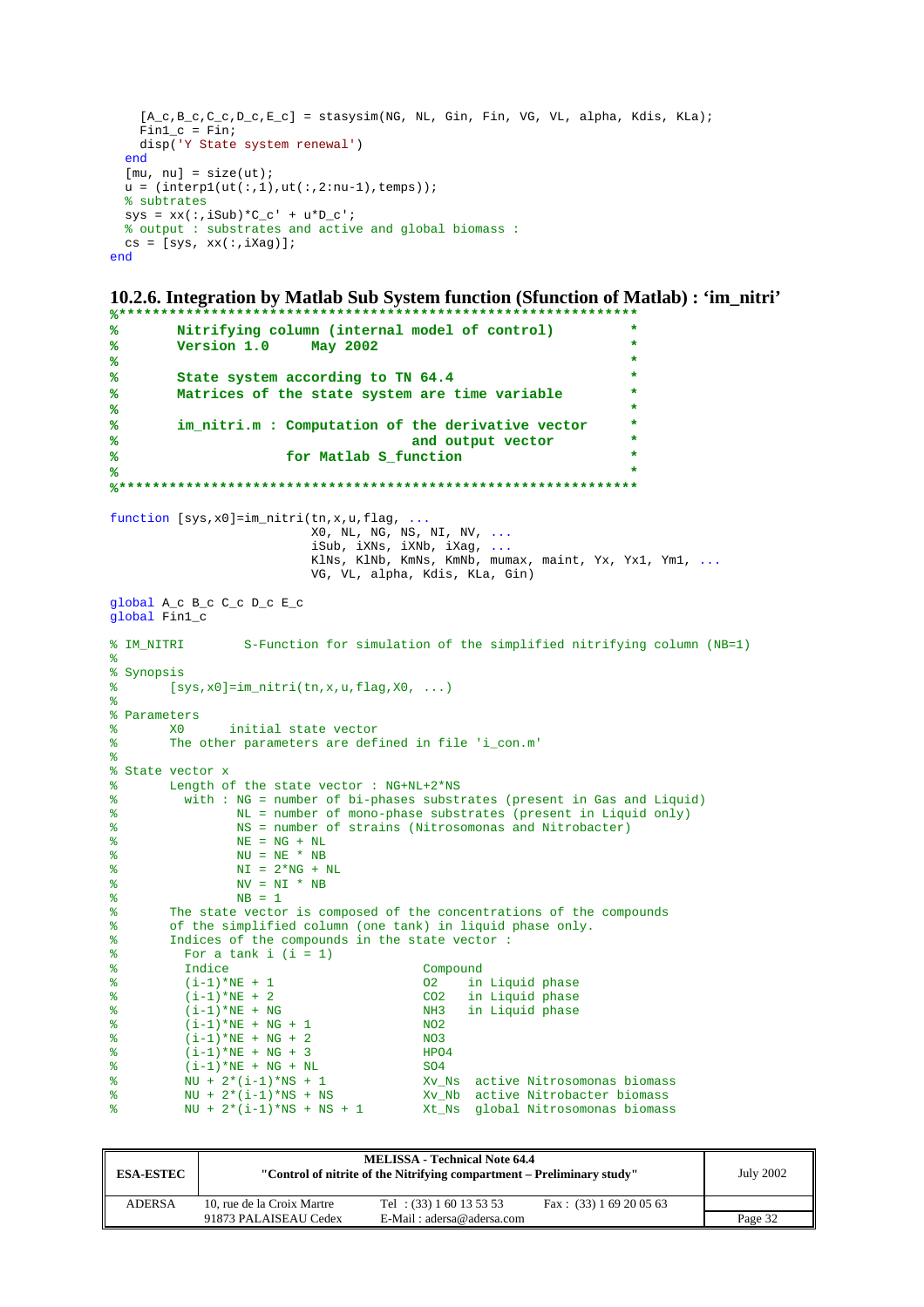```
    [A_c,B_c,C_c,D_c,E_c] = stasysim(NG, NL, Gin, Fin, VG, VL, alpha, Kdis, KLa);
    Fin1_c = Fin;
    disp('Y State system renewal')
  end
  [mu, nu] = size(ut);
  u = (interp1(ut(:,1),ut(:,2:nu-1),temps));
  % subtrates
  sys = xx(:,iSub)*C_c' + u*D_c';
  % output : substrates and active and global biomass :
  cs = [sys, xx(:,iXag)];
end
```

### 10.2.6. Integration by Matlab Sub System function (Sfunction of Matlab) : 'im_nitri'

```
%**************************************************************
%       Nitrifying column (internal model of control)         *
%       Version 1.0     May 2002                              *
%                                                             *
%       State system according to TN 64.4                     *
%       Matrices of the state system are time variable        *
%                                                             *
%       im_nitri.m : Computation of the derivative vector     *
%                                and output vector            *
%                   for Matlab S_function                     *
%                                                             *
%**************************************************************

function [sys,x0]=im_nitri(tn,x,u,flag, ...
                           X0, NL, NG, NS, NI, NV, ...
                           iSub, iXNs, iXNb, iXag, ...
                           KlNs, KlNb, KmNs, KmNb, mumax, maint, Yx, Yx1, Ym1, ...
                           VG, VL, alpha, Kdis, KLa, Gin)

global A_c B_c C_c D_c E_c
global Fin1_c

% IM_NITRI        S-Function for simulation of the simplified nitrifying column (NB=1)
%
% Synopsis
%       [sys,x0]=im_nitri(tn,x,u,flag,X0, ...)
%
% Parameters
%       X0      initial state vector
%       The other parameters are defined in file 'i_con.m'
%
% State vector x
%       Length of the state vector : NG+NL+2*NS
%         with : NG = number of bi-phases substrates (present in Gas and Liquid)
%                NL = number of mono-phase substrates (present in Liquid only)
%                NS = number of strains (Nitrosomonas and Nitrobacter)
%                NE = NG + NL
%                NU = NE * NB
%                NI = 2*NG + NL
%                NV = NI * NB
%                NB = 1
%       The state vector is composed of the concentrations of the compounds
%       of the simplified column (one tank) in liquid phase only.
%       Indices of the compounds in the state vector :
%         For a tank i (i = 1)
%         Indice                          Compound
%         (i-1)*NE + 1                    O2    in Liquid phase
%         (i-1)*NE + 2                    CO2   in Liquid phase
%         (i-1)*NE + NG                   NH3   in Liquid phase
%         (i-1)*NE + NG + 1               NO2
%         (i-1)*NE + NG + 2               NO3
%         (i-1)*NE + NG + 3               HPO4
%         (i-1)*NE + NG + NL              SO4
%         NU + 2*(i-1)*NS + 1             Xv_Ns  active Nitrosomonas biomass
%         NU + 2*(i-1)*NS + NS            Xv_Nb  active Nitrobacter biomass
%         NU + 2*(i-1)*NS + NS + 1        Xt_Ns  global Nitrosomonas biomass
```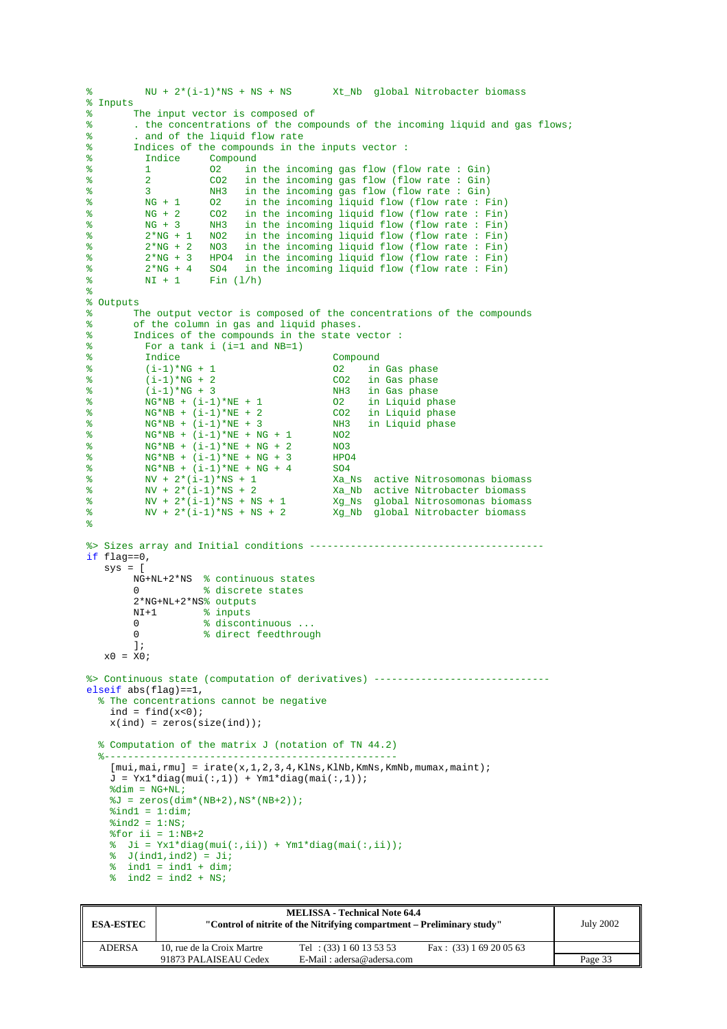```
%         NU + 2*(i-1)*NS + NS + NS       Xt_Nb  global Nitrobacter biomass
% Inputs
%       The input vector is composed of
%       . the concentrations of the compounds of the incoming liquid and gas flows;
%       . and of the liquid flow rate
%       Indices of the compounds in the inputs vector :
%         Indice     Compound
%         1          O2    in the incoming gas flow (flow rate : Gin)
%         2          CO2   in the incoming gas flow (flow rate : Gin)
%         3          NH3   in the incoming gas flow (flow rate : Gin)
%         NG + 1     O2    in the incoming liquid flow (flow rate : Fin)
%         NG + 2     CO2   in the incoming liquid flow (flow rate : Fin)
%         NG + 3     NH3   in the incoming liquid flow (flow rate : Fin)
%         2*NG + 1   NO2   in the incoming liquid flow (flow rate : Fin)
%         2*NG + 2   NO3   in the incoming liquid flow (flow rate : Fin)
%         2*NG + 3   HPO4  in the incoming liquid flow (flow rate : Fin)
%         2*NG + 4   SO4   in the incoming liquid flow (flow rate : Fin)
%         NI + 1     Fin (l/h)
%
% Outputs
%       The output vector is composed of the concentrations of the compounds
%       of the column in gas and liquid phases.
%       Indices of the compounds in the state vector :
%         For a tank i (i=1 and NB=1)
%         Indice                          Compound
%         (i-1)*NG + 1                    O2    in Gas phase
%         (i-1)*NG + 2                    CO2   in Gas phase
%         (i-1)*NG + 3                    NH3   in Gas phase
%         NG*NB + (i-1)*NE + 1            O2    in Liquid phase
%         NG*NB + (i-1)*NE + 2            CO2   in Liquid phase
%         NG*NB + (i-1)*NE + 3            NH3   in Liquid phase
%         NG*NB + (i-1)*NE + NG + 1       NO2
%         NG*NB + (i-1)*NE + NG + 2       NO3
%         NG*NB + (i-1)*NE + NG + 3       HPO4
%         NG*NB + (i-1)*NE + NG + 4       SO4
%         NV + 2*(i-1)*NS + 1             Xa_Ns  active Nitrosomonas biomass
%         NV + 2*(i-1)*NS + 2             Xa_Nb  active Nitrobacter biomass
%         NV + 2*(i-1)*NS + NS + 1        Xg_Ns  global Nitrosomonas biomass
%         NV + 2*(i-1)*NS + NS + 2        Xg_Nb  global Nitrobacter biomass
%

%> Sizes array and Initial conditions ----------------------------------------
if flag==0,
   sys = [
       NG+NL+2*NS  % continuous states
       0           % discrete states
       2*NG+NL+2*NS% outputs
       NI+1        % inputs
       0           % discontinuous ...
       0           % direct feedthrough
       ];
   x0 = X0;

%> Continuous state (computation of derivatives) ------------------------------
elseif abs(flag)==1,
  % The concentrations cannot be negative
    ind = find(x<0);
    x(ind) = zeros(size(ind));

  % Computation of the matrix J (notation of TN 44.2)
  %--------------------------------------------------
    [mui,mai,rmu] = irate(x,1,2,3,4,KlNs,KlNb,KmNs,KmNb,mumax,maint);
    J = Yx1*diag(mui(:,1)) + Ym1*diag(mai(:,1));
    %dim = NG+NL;
    %J = zeros(dim*(NB+2),NS*(NB+2));
    %ind1 = 1:dim;
    %ind2 = 1:NS;
    %for ii = 1:NB+2
    %  Ji = Yx1*diag(mui(:,ii)) + Ym1*diag(mai(:,ii));
    %  J(ind1,ind2) = Ji;
    %  ind1 = ind1 + dim;
    %  ind2 = ind2 + NS;
```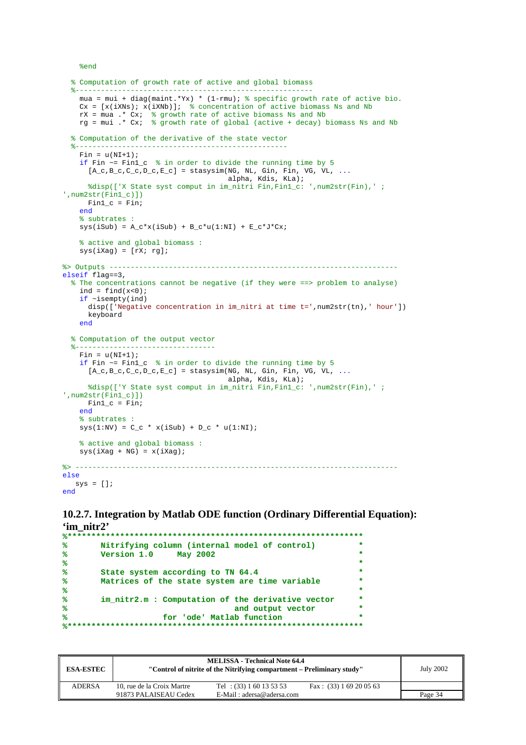```
    %end

  % Computation of growth rate of active and global biomass
  %-------------------------------------------------------
    mua = mui + diag(maint.*Yx) * (1-rmu); % specific growth rate of active bio.
    Cx = [x(iXNs); x(iXNb)];  % concentration of active biomass Ns and Nb
    rX = mua .* Cx;  % growth rate of active biomass Ns and Nb
    rg = mui .* Cx;  % growth rate of global (active + decay) biomass Ns and Nb

  % Computation of the derivative of the state vector
  %-------------------------------------------------
    Fin = u(NI+1);
    if Fin ~= Fin1_c  % in order to divide the running time by 5
      [A_c,B_c,C_c,D_c,E_c] = stasysim(NG, NL, Gin, Fin, VG, VL, ...
                                        alpha, Kdis, KLa);
      %disp(['X State syst comput in im_nitri Fin,Fin1_c: ',num2str(Fin),' ;
',num2str(Fin1_c)])
      Fin1_c = Fin;
    end
    % subtrates :
    sys(iSub) = A_c*x(iSub) + B_c*u(1:NI) + E_c*J*Cx;

    % active and global biomass :
    sys(iXag) = [rX; rg];

%> Outputs ---------------------------------------------------------------
elseif flag==3,
  % The concentrations cannot be negative (if they were ==> problem to analyse)
    ind = find(x<0);
    if ~isempty(ind)
      disp(['Negative concentration in im_nitri at time t=',num2str(tn),' hour'])
      keyboard
    end

  % Computation of the output vector
  %---------------------------------
    Fin = u(NI+1);
    if Fin ~= Fin1_c  % in order to divide the running time by 5
      [A_c,B_c,C_c,D_c,E_c] = stasysim(NG, NL, Gin, Fin, VG, VL, ...
                                        alpha, Kdis, KLa);
      %disp(['Y State syst comput in im_nitri Fin,Fin1_c: ',num2str(Fin),' ;
',num2str(Fin1_c)])
      Fin1_c = Fin;
    end
    % subtrates :
    sys(1:NV) = C_c * x(iSub) + D_c * u(1:NI);

    % active and global biomass :
    sys(iXag + NG) = x(iXag);

%> -------------------------------------------------------------------------
else
   sys = [];
end
```

### 10.2.7. Integration by Matlab ODE function (Ordinary Differential Equation): 'im_nitr2'

```
%***************************************************************
%       Nitrifying column (internal model of control)          *
%       Version 1.0      May 2002                               *
%                                                               *
%       State system according to TN 64.4                       *
%       Matrices of the state system are time variable          *
%                                                               *
%       im_nitr2.m : Computation of the derivative vector       *
%                             and output vector                 *
%                    for 'ode' Matlab function                  *
%***************************************************************
```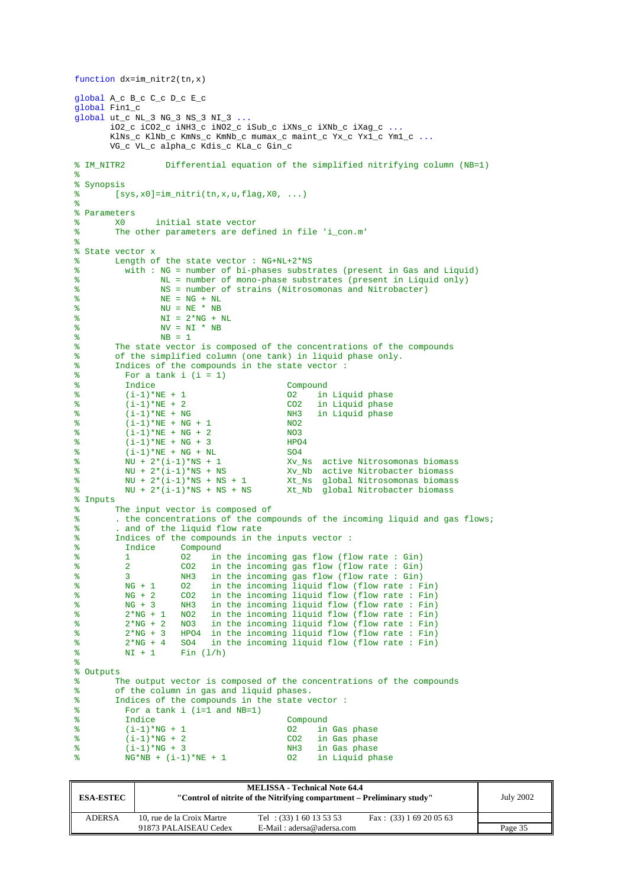```
function dx=im_nitr2(tn,x)

global A_c B_c C_c D_c E_c
global Fin1_c
global ut_c NL_3 NG_3 NS_3 NI_3 ...
       iO2_c iCO2_c iNH3_c iNO2_c iSub_c iXNs_c iXNb_c iXag_c ...
       KlNs_c KlNb_c KmNs_c KmNb_c mumax_c maint_c Yx_c Yx1_c Ym1_c ...
       VG_c VL_c alpha_c Kdis_c KLa_c Gin_c

% IM_NITR2        Differential equation of the simplified nitrifying column (NB=1)
%
% Synopsis
%       [sys,x0]=im_nitri(tn,x,u,flag,X0, ...)
%
% Parameters
%       X0      initial state vector
%       The other parameters are defined in file 'i_con.m'
%
% State vector x
%       Length of the state vector : NG+NL+2*NS
%         with : NG = number of bi-phases substrates (present in Gas and Liquid)
%                NL = number of mono-phase substrates (present in Liquid only)
%                NS = number of strains (Nitrosomonas and Nitrobacter)
%                NE = NG + NL
%                NU = NE * NB
%                NI = 2*NG + NL
%                NV = NI * NB
%                NB = 1
%       The state vector is composed of the concentrations of the compounds
%       of the simplified column (one tank) in liquid phase only.
%       Indices of the compounds in the state vector :
%         For a tank i (i = 1)
%         Indice                          Compound
%         (i-1)*NE + 1                    O2    in Liquid phase
%         (i-1)*NE + 2                    CO2   in Liquid phase
%         (i-1)*NE + NG                   NH3   in Liquid phase
%         (i-1)*NE + NG + 1               NO2
%         (i-1)*NE + NG + 2               NO3
%         (i-1)*NE + NG + 3               HPO4
%         (i-1)*NE + NG + NL              SO4
%         NU + 2*(i-1)*NS + 1             Xv_Ns  active Nitrosomonas biomass
%         NU + 2*(i-1)*NS + NS            Xv_Nb  active Nitrobacter biomass
%         NU + 2*(i-1)*NS + NS + 1        Xt_Ns  global Nitrosomonas biomass
%         NU + 2*(i-1)*NS + NS + NS       Xt_Nb  global Nitrobacter biomass
% Inputs
%       The input vector is composed of
%       . the concentrations of the compounds of the incoming liquid and gas flows;
%       . and of the liquid flow rate
%       Indices of the compounds in the inputs vector :
%         Indice     Compound
%         1          O2    in the incoming gas flow (flow rate : Gin)
%         2          CO2   in the incoming gas flow (flow rate : Gin)
%         3          NH3   in the incoming gas flow (flow rate : Gin)
%         NG + 1     O2    in the incoming liquid flow (flow rate : Fin)
%         NG + 2     CO2   in the incoming liquid flow (flow rate : Fin)
%         NG + 3     NH3   in the incoming liquid flow (flow rate : Fin)
%         2*NG + 1   NO2   in the incoming liquid flow (flow rate : Fin)
%         2*NG + 2   NO3   in the incoming liquid flow (flow rate : Fin)
%         2*NG + 3   HPO4  in the incoming liquid flow (flow rate : Fin)
%         2*NG + 4   SO4   in the incoming liquid flow (flow rate : Fin)
%         NI + 1     Fin (l/h)
%
% Outputs
%       The output vector is composed of the concentrations of the compounds
%       of the column in gas and liquid phases.
%       Indices of the compounds in the state vector :
%         For a tank i (i=1 and NB=1)
%         Indice                          Compound
%         (i-1)*NG + 1                    O2    in Gas phase
%         (i-1)*NG + 2                    CO2   in Gas phase
%         (i-1)*NG + 3                    NH3   in Gas phase
%         NG*NB + (i-1)*NE + 1            O2    in Liquid phase
```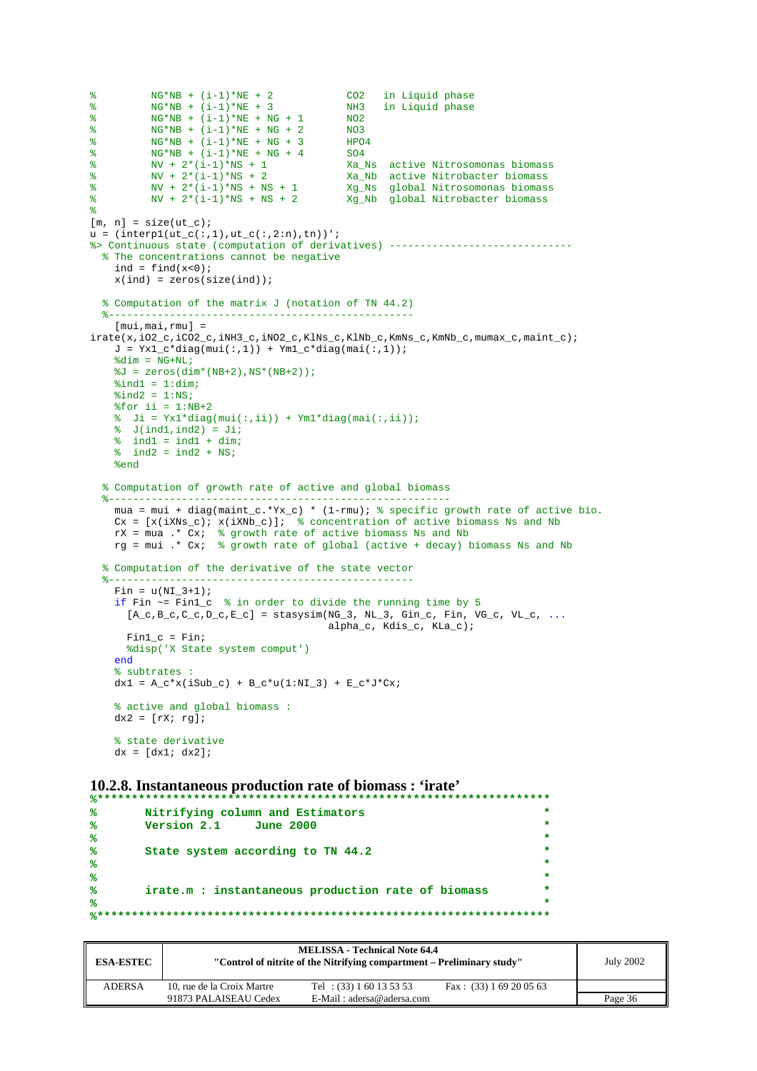```
%         NG*NB + (i-1)*NE + 2            CO2   in Liquid phase
%         NG*NB + (i-1)*NE + 3            NH3   in Liquid phase
%         NG*NB + (i-1)*NE + NG + 1       NO2
%         NG*NB + (i-1)*NE + NG + 2       NO3
%         NG*NB + (i-1)*NE + NG + 3       HPO4
%         NG*NB + (i-1)*NE + NG + 4       SO4
%         NV + 2*(i-1)*NS + 1             Xa_Ns  active Nitrosomonas biomass
%         NV + 2*(i-1)*NS + 2             Xa_Nb  active Nitrobacter biomass
%         NV + 2*(i-1)*NS + NS + 1        Xg_Ns  global Nitrosomonas biomass
%         NV + 2*(i-1)*NS + NS + 2        Xg_Nb  global Nitrobacter biomass
%
[m, n] = size(ut_c);
u = (interp1(ut_c(:,1),ut_c(:,2:n),tn))';
%> Continuous state (computation of derivatives) ------------------------------
  % The concentrations cannot be negative
    ind = find(x<0);
    x(ind) = zeros(size(ind));

  % Computation of the matrix J (notation of TN 44.2)
  %--------------------------------------------------
    [mui,mai,rmu] =
irate(x,iO2_c,iCO2_c,iNH3_c,iNO2_c,KlNs_c,KlNb_c,KmNs_c,KmNb_c,mumax_c,maint_c);
    J = Yx1_c*diag(mui(:,1)) + Ym1_c*diag(mai(:,1));
    %dim = NG+NL;
    %J = zeros(dim*(NB+2),NS*(NB+2));
    %ind1 = 1:dim;
    %ind2 = 1:NS;
    %for ii = 1:NB+2
    %  Ji = Yx1*diag(mui(:,ii)) + Ym1*diag(mai(:,ii));
    %  J(ind1,ind2) = Ji;
    %  ind1 = ind1 + dim;
    %  ind2 = ind2 + NS;
    %end

  % Computation of growth rate of active and global biomass
  %-------------------------------------------------------
    mua = mui + diag(maint_c.*Yx_c) * (1-rmu); % specific growth rate of active bio.
    Cx = [x(iXNs_c); x(iXNb_c)];  % concentration of active biomass Ns and Nb
    rX = mua .* Cx;  % growth rate of active biomass Ns and Nb
    rg = mui .* Cx;  % growth rate of global (active + decay) biomass Ns and Nb

  % Computation of the derivative of the state vector
  %--------------------------------------------------
    Fin = u(NI_3+1);
    if Fin ~= Fin1_c  % in order to divide the running time by 5
      [A_c,B_c,C_c,D_c,E_c] = stasysim(NG_3, NL_3, Gin_c, Fin, VG_c, VL_c, ...
                                      alpha_c, Kdis_c, KLa_c);
      Fin1_c = Fin;
      %disp('X State system comput')
    end
    % subtrates :
    dx1 = A_c*x(iSub_c) + B_c*u(1:NI_3) + E_c*J*Cx;

    % active and global biomass :
    dx2 = [rX; rg];

    % state derivative
    dx = [dx1; dx2];
```

### 10.2.8. Instantaneous production rate of biomass : 'irate'

```
%*****************************************************************
%       Nitrifying column and Estimators                         *
%       Version 2.1     June 2000                                *
%                                                                *
%       State system according to TN 44.2                        *
%                                                                *
%                                                                *
%       irate.m : instantaneous production rate of biomass       *
%                                                                *
%*****************************************************************
```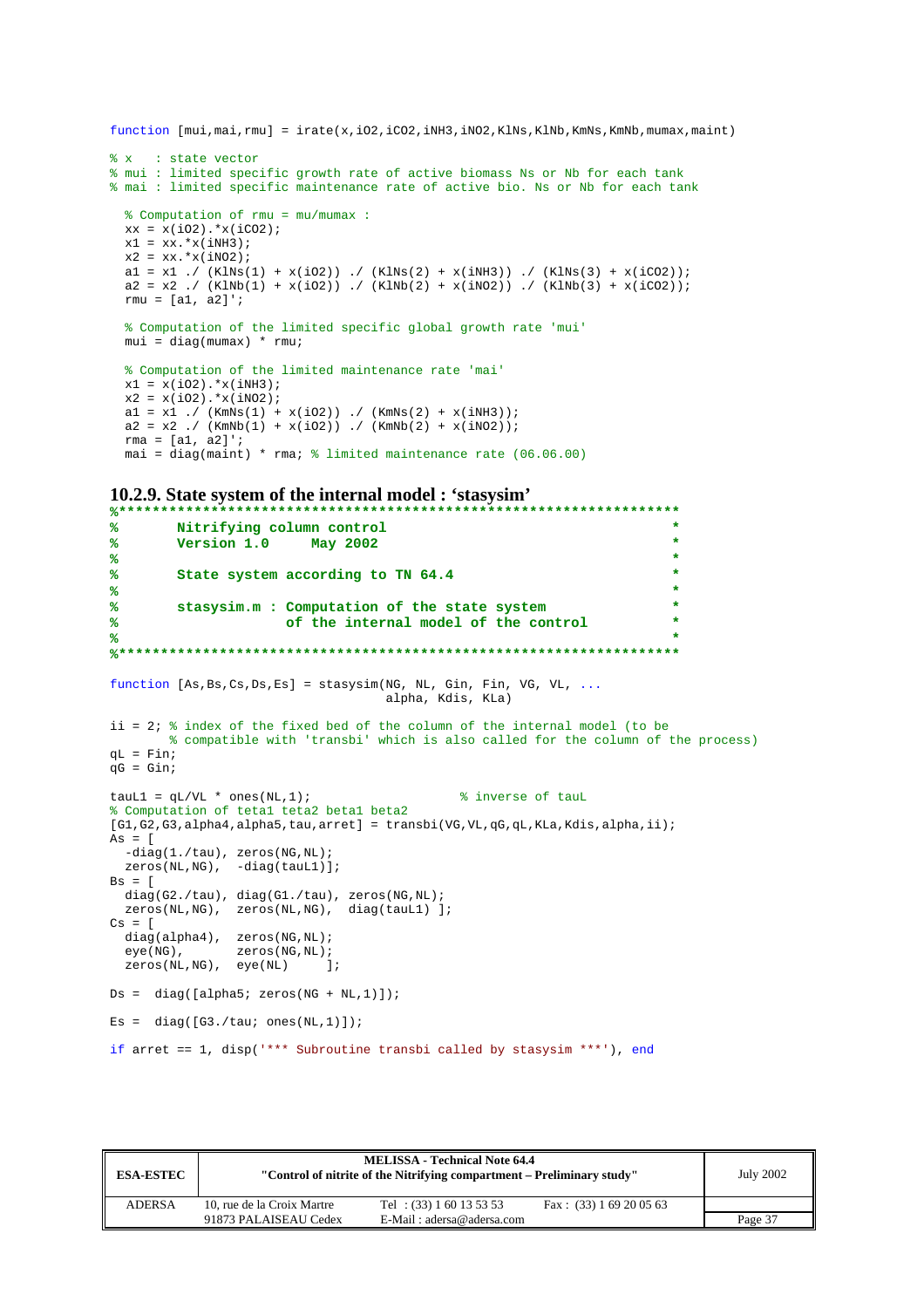```
function [mui,mai,rmu] = irate(x,iO2,iCO2,iNH3,iNO2,KlNs,KlNb,KmNs,KmNb,mumax,maint)

% x   : state vector
% mui : limited specific growth rate of active biomass Ns or Nb for each tank
% mai : limited specific maintenance rate of active bio. Ns or Nb for each tank

  % Computation of rmu = mu/mumax :
  xx = x(iO2).*x(iCO2);
  x1 = xx.*x(iNH3);
  x2 = xx.*x(iNO2);
  a1 = x1 ./ (KlNs(1) + x(iO2)) ./ (KlNs(2) + x(iNH3)) ./ (KlNs(3) + x(iCO2));
  a2 = x2 ./ (KlNb(1) + x(iO2)) ./ (KlNb(2) + x(iNO2)) ./ (KlNb(3) + x(iCO2));
  rmu = [a1, a2]';

  % Computation of the limited specific global growth rate 'mui'
  mui = diag(mumax) * rmu;

  % Computation of the limited maintenance rate 'mai'
  x1 = x(iO2).*x(iNH3);
  x2 = x(iO2).*x(iNO2);
  a1 = x1 ./ (KmNs(1) + x(iO2)) ./ (KmNs(2) + x(iNH3));
  a2 = x2 ./ (KmNb(1) + x(iO2)) ./ (KmNb(2) + x(iNO2));
  rma = [a1, a2]';
  mai = diag(maint) * rma; % limited maintenance rate (06.06.00)
```

### 10.2.9. State system of the internal model : 'stasysim'

```
%*****************************************************************
%       Nitrifying column control                               *
%       Version 1.0     May 2002                                *
%                                                               *
%       State system according to TN 64.4                       *
%                                                               *
%       stasysim.m : Computation of the state system            *
%                    of the internal model of the control       *
%                                                               *
%*****************************************************************

function [As,Bs,Cs,Ds,Es] = stasysim(NG, NL, Gin, Fin, VG, VL, ...
                                    alpha, Kdis, KLa)

ii = 2; % index of the fixed bed of the column of the internal model (to be
        % compatible with 'transbi' which is also called for the column of the process)
qL = Fin;
qG = Gin;

tauL1 = qL/VL * ones(NL,1);                    % inverse of tauL
% Computation of teta1 teta2 beta1 beta2
[G1,G2,G3,alpha4,alpha5,tau,arret] = transbi(VG,VL,qG,qL,KLa,Kdis,alpha,ii);
As = [
  -diag(1./tau), zeros(NG,NL);
  zeros(NL,NG),  -diag(tauL1)];
Bs = [
  diag(G2./tau), diag(G1./tau), zeros(NG,NL);
  zeros(NL,NG),  zeros(NL,NG),  diag(tauL1) ];
Cs = [
  diag(alpha4),  zeros(NG,NL);
  eye(NG),       zeros(NG,NL);
  zeros(NL,NG),  eye(NL)     ];

Ds =  diag([alpha5; zeros(NG + NL,1)]);

Es =  diag([G3./tau; ones(NL,1)]);

if arret == 1, disp('*** Subroutine transbi called by stasysim ***'), end
```